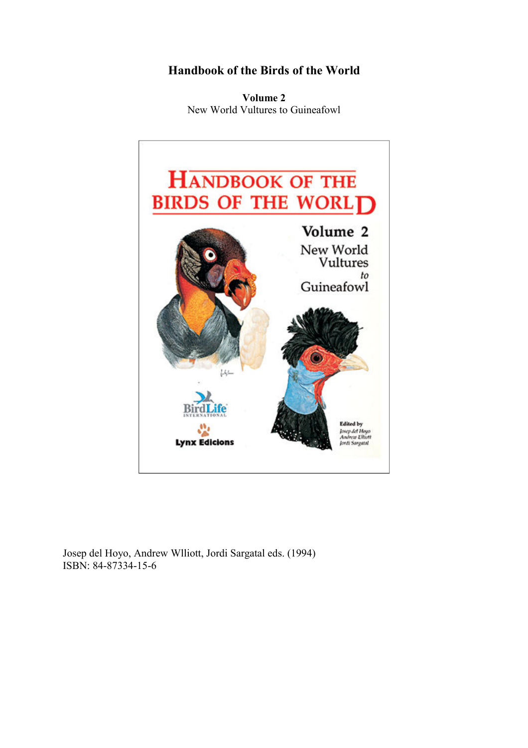# Handbook of the Birds of the World

**Volume 2**
New World Vultures to Guineafowl

Josep del Hoyo, Andrew Wlliott, Jordi Sargatal eds. (1994)
ISBN: 84-87334-15-6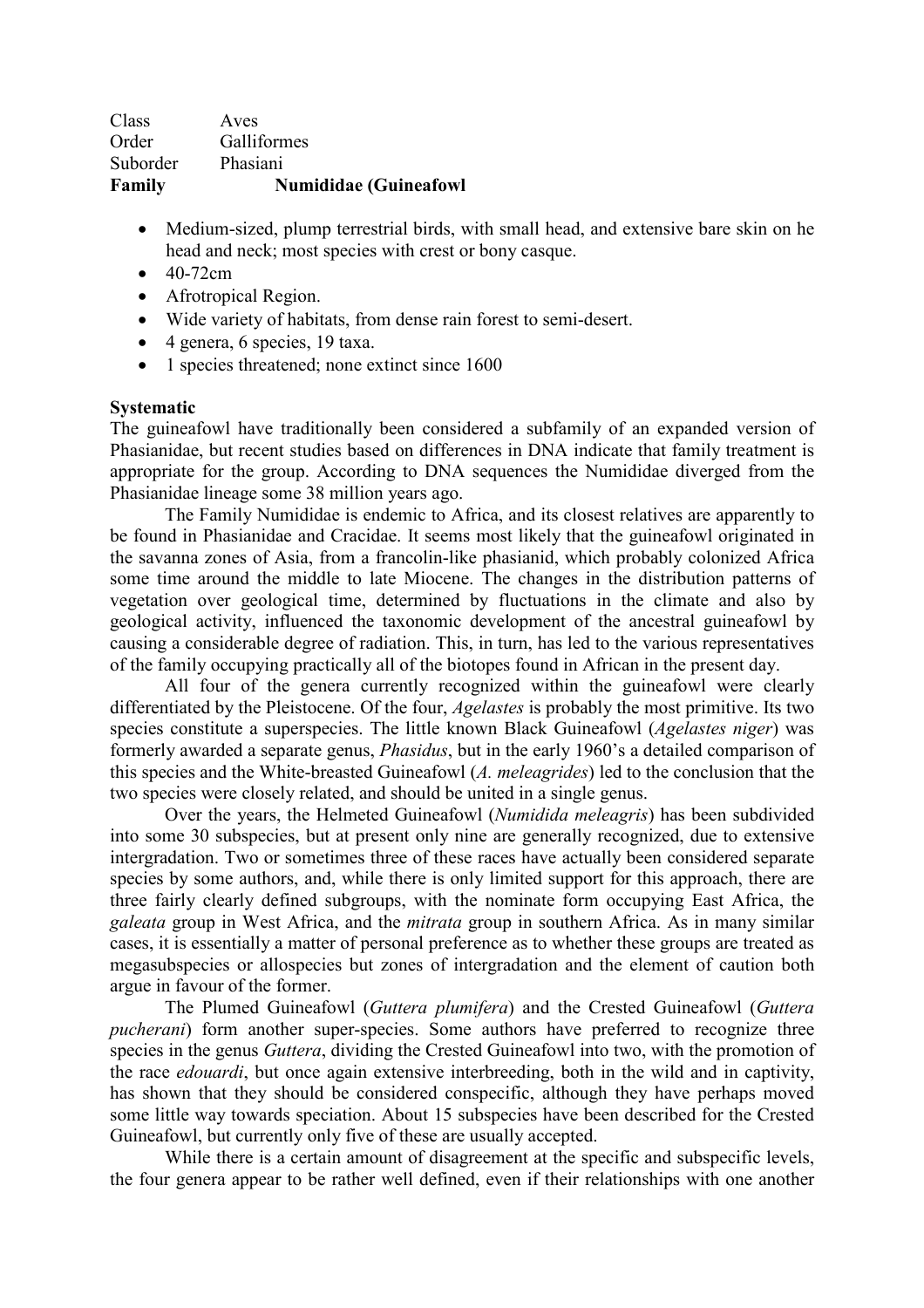Class Aves
Order Galliformes
Suborder Phasiani
**Family Numididae (Guineafowl**

- Medium-sized, plump terrestrial birds, with small head, and extensive bare skin on he head and neck; most species with crest or bony casque.
- 40-72cm
- Afrotropical Region.
- Wide variety of habitats, from dense rain forest to semi-desert.
- 4 genera, 6 species, 19 taxa.
- 1 species threatened; none extinct since 1600

**Systematic**

The guineafowl have traditionally been considered a subfamily of an expanded version of Phasianidae, but recent studies based on differences in DNA indicate that family treatment is appropriate for the group. According to DNA sequences the Numididae diverged from the Phasianidae lineage some 38 million years ago.

The Family Numididae is endemic to Africa, and its closest relatives are apparently to be found in Phasianidae and Cracidae. It seems most likely that the guineafowl originated in the savanna zones of Asia, from a francolin-like phasianid, which probably colonized Africa some time around the middle to late Miocene. The changes in the distribution patterns of vegetation over geological time, determined by fluctuations in the climate and also by geological activity, influenced the taxonomic development of the ancestral guineafowl by causing a considerable degree of radiation. This, in turn, has led to the various representatives of the family occupying practically all of the biotopes found in African in the present day.

All four of the genera currently recognized within the guineafowl were clearly differentiated by the Pleistocene. Of the four, *Agelastes* is probably the most primitive. Its two species constitute a superspecies. The little known Black Guineafowl (*Agelastes niger*) was formerly awarded a separate genus, *Phasidus*, but in the early 1960's a detailed comparison of this species and the White-breasted Guineafowl (*A. meleagrides*) led to the conclusion that the two species were closely related, and should be united in a single genus.

Over the years, the Helmeted Guineafowl (*Numidida meleagris*) has been subdivided into some 30 subspecies, but at present only nine are generally recognized, due to extensive intergradation. Two or sometimes three of these races have actually been considered separate species by some authors, and, while there is only limited support for this approach, there are three fairly clearly defined subgroups, with the nominate form occupying East Africa, the *galeata* group in West Africa, and the *mitrata* group in southern Africa. As in many similar cases, it is essentially a matter of personal preference as to whether these groups are treated as megasubspecies or allospecies but zones of intergradation and the element of caution both argue in favour of the former.

The Plumed Guineafowl (*Guttera plumifera*) and the Crested Guineafowl (*Guttera pucherani*) form another super-species. Some authors have preferred to recognize three species in the genus *Guttera*, dividing the Crested Guineafowl into two, with the promotion of the race *edouardi*, but once again extensive interbreeding, both in the wild and in captivity, has shown that they should be considered conspecific, although they have perhaps moved some little way towards speciation. About 15 subspecies have been described for the Crested Guineafowl, but currently only five of these are usually accepted.

While there is a certain amount of disagreement at the specific and subspecific levels, the four genera appear to be rather well defined, even if their relationships with one another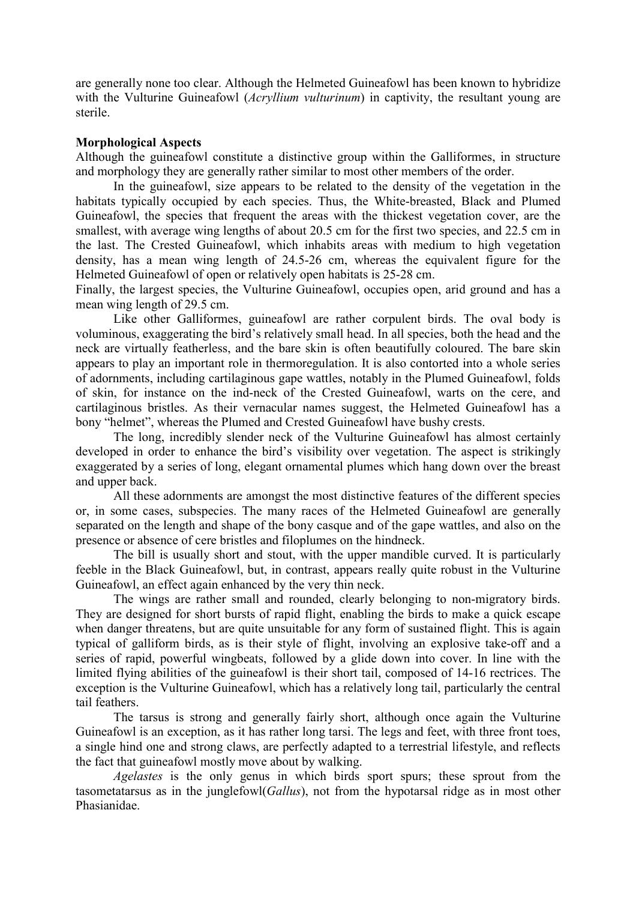are generally none too clear. Although the Helmeted Guineafowl has been known to hybridize with the Vulturine Guineafowl (*Acryllium vulturinum*) in captivity, the resultant young are sterile.

**Morphological Aspects**

Although the guineafowl constitute a distinctive group within the Galliformes, in structure and morphology they are generally rather similar to most other members of the order.

In the guineafowl, size appears to be related to the density of the vegetation in the habitats typically occupied by each species. Thus, the White-breasted, Black and Plumed Guineafowl, the species that frequent the areas with the thickest vegetation cover, are the smallest, with average wing lengths of about 20.5 cm for the first two species, and 22.5 cm in the last. The Crested Guineafowl, which inhabits areas with medium to high vegetation density, has a mean wing length of 24.5-26 cm, whereas the equivalent figure for the Helmeted Guineafowl of open or relatively open habitats is 25-28 cm.

Finally, the largest species, the Vulturine Guineafowl, occupies open, arid ground and has a mean wing length of 29.5 cm.

Like other Galliformes, guineafowl are rather corpulent birds. The oval body is voluminous, exaggerating the bird's relatively small head. In all species, both the head and the neck are virtually featherless, and the bare skin is often beautifully coloured. The bare skin appears to play an important role in thermoregulation. It is also contorted into a whole series of adornments, including cartilaginous gape wattles, notably in the Plumed Guineafowl, folds of skin, for instance on the ind-neck of the Crested Guineafowl, warts on the cere, and cartilaginous bristles. As their vernacular names suggest, the Helmeted Guineafowl has a bony "helmet", whereas the Plumed and Crested Guineafowl have bushy crests.

The long, incredibly slender neck of the Vulturine Guineafowl has almost certainly developed in order to enhance the bird's visibility over vegetation. The aspect is strikingly exaggerated by a series of long, elegant ornamental plumes which hang down over the breast and upper back.

All these adornments are amongst the most distinctive features of the different species or, in some cases, subspecies. The many races of the Helmeted Guineafowl are generally separated on the length and shape of the bony casque and of the gape wattles, and also on the presence or absence of cere bristles and filoplumes on the hindneck.

The bill is usually short and stout, with the upper mandible curved. It is particularly feeble in the Black Guineafowl, but, in contrast, appears really quite robust in the Vulturine Guineafowl, an effect again enhanced by the very thin neck.

The wings are rather small and rounded, clearly belonging to non-migratory birds. They are designed for short bursts of rapid flight, enabling the birds to make a quick escape when danger threatens, but are quite unsuitable for any form of sustained flight. This is again typical of galliform birds, as is their style of flight, involving an explosive take-off and a series of rapid, powerful wingbeats, followed by a glide down into cover. In line with the limited flying abilities of the guineafowl is their short tail, composed of 14-16 rectrices. The exception is the Vulturine Guineafowl, which has a relatively long tail, particularly the central tail feathers.

The tarsus is strong and generally fairly short, although once again the Vulturine Guineafowl is an exception, as it has rather long tarsi. The legs and feet, with three front toes, a single hind one and strong claws, are perfectly adapted to a terrestrial lifestyle, and reflects the fact that guineafowl mostly move about by walking.

*Agelastes* is the only genus in which birds sport spurs; these sprout from the tasometatarsus as in the junglefowl(*Gallus*), not from the hypotarsal ridge as in most other Phasianidae.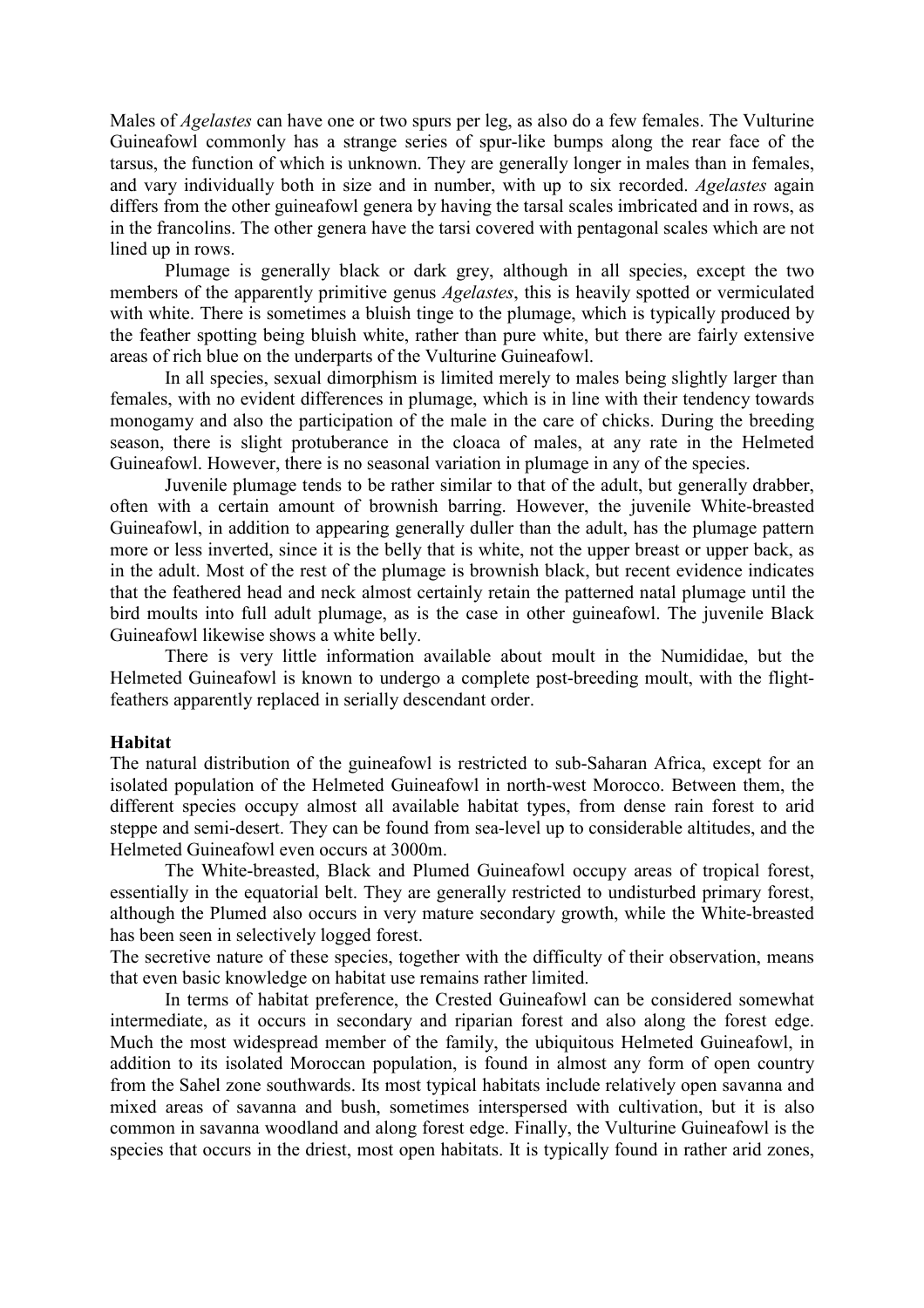Males of *Agelastes* can have one or two spurs per leg, as also do a few females. The Vulturine Guineafowl commonly has a strange series of spur-like bumps along the rear face of the tarsus, the function of which is unknown. They are generally longer in males than in females, and vary individually both in size and in number, with up to six recorded. *Agelastes* again differs from the other guineafowl genera by having the tarsal scales imbricated and in rows, as in the francolins. The other genera have the tarsi covered with pentagonal scales which are not lined up in rows.

Plumage is generally black or dark grey, although in all species, except the two members of the apparently primitive genus *Agelastes*, this is heavily spotted or vermiculated with white. There is sometimes a bluish tinge to the plumage, which is typically produced by the feather spotting being bluish white, rather than pure white, but there are fairly extensive areas of rich blue on the underparts of the Vulturine Guineafowl.

In all species, sexual dimorphism is limited merely to males being slightly larger than females, with no evident differences in plumage, which is in line with their tendency towards monogamy and also the participation of the male in the care of chicks. During the breeding season, there is slight protuberance in the cloaca of males, at any rate in the Helmeted Guineafowl. However, there is no seasonal variation in plumage in any of the species.

Juvenile plumage tends to be rather similar to that of the adult, but generally drabber, often with a certain amount of brownish barring. However, the juvenile White-breasted Guineafowl, in addition to appearing generally duller than the adult, has the plumage pattern more or less inverted, since it is the belly that is white, not the upper breast or upper back, as in the adult. Most of the rest of the plumage is brownish black, but recent evidence indicates that the feathered head and neck almost certainly retain the patterned natal plumage until the bird moults into full adult plumage, as is the case in other guineafowl. The juvenile Black Guineafowl likewise shows a white belly.

There is very little information available about moult in the Numididae, but the Helmeted Guineafowl is known to undergo a complete post-breeding moult, with the flight-feathers apparently replaced in serially descendant order.

**Habitat**

The natural distribution of the guineafowl is restricted to sub-Saharan Africa, except for an isolated population of the Helmeted Guineafowl in north-west Morocco. Between them, the different species occupy almost all available habitat types, from dense rain forest to arid steppe and semi-desert. They can be found from sea-level up to considerable altitudes, and the Helmeted Guineafowl even occurs at 3000m.

The White-breasted, Black and Plumed Guineafowl occupy areas of tropical forest, essentially in the equatorial belt. They are generally restricted to undisturbed primary forest, although the Plumed also occurs in very mature secondary growth, while the White-breasted has been seen in selectively logged forest.

The secretive nature of these species, together with the difficulty of their observation, means that even basic knowledge on habitat use remains rather limited.

In terms of habitat preference, the Crested Guineafowl can be considered somewhat intermediate, as it occurs in secondary and riparian forest and also along the forest edge. Much the most widespread member of the family, the ubiquitous Helmeted Guineafowl, in addition to its isolated Moroccan population, is found in almost any form of open country from the Sahel zone southwards. Its most typical habitats include relatively open savanna and mixed areas of savanna and bush, sometimes interspersed with cultivation, but it is also common in savanna woodland and along forest edge. Finally, the Vulturine Guineafowl is the species that occurs in the driest, most open habitats. It is typically found in rather arid zones,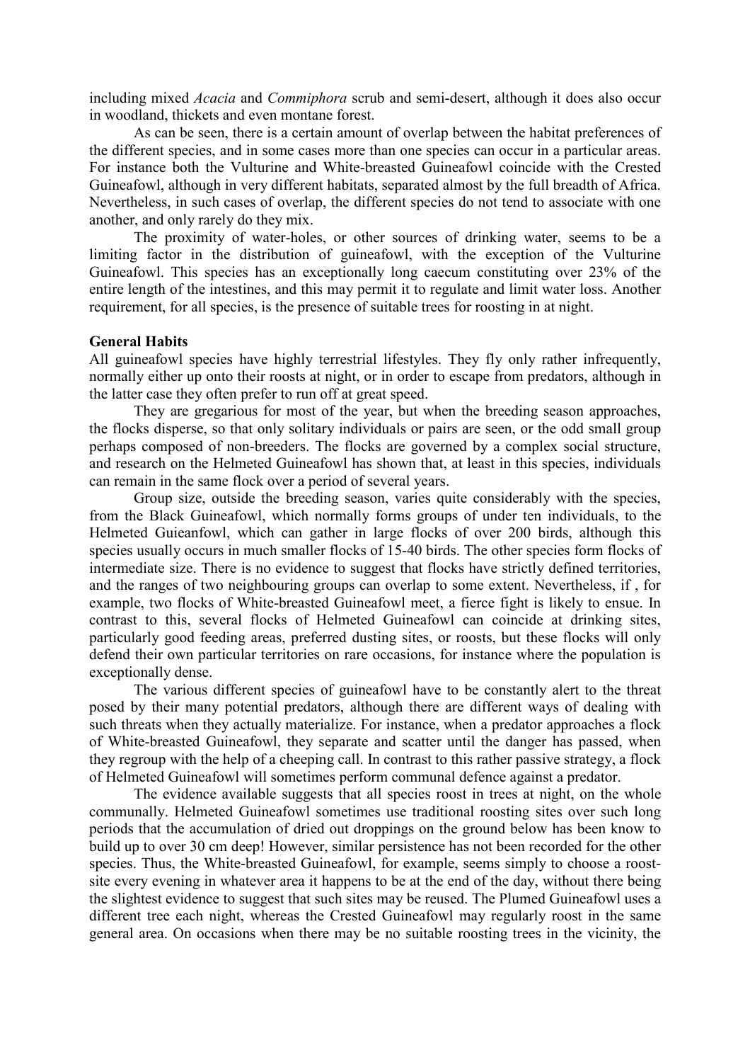including mixed *Acacia* and *Commiphora* scrub and semi-desert, although it does also occur in woodland, thickets and even montane forest.

As can be seen, there is a certain amount of overlap between the habitat preferences of the different species, and in some cases more than one species can occur in a particular areas. For instance both the Vulturine and White-breasted Guineafowl coincide with the Crested Guineafowl, although in very different habitats, separated almost by the full breadth of Africa. Nevertheless, in such cases of overlap, the different species do not tend to associate with one another, and only rarely do they mix.

The proximity of water-holes, or other sources of drinking water, seems to be a limiting factor in the distribution of guineafowl, with the exception of the Vulturine Guineafowl. This species has an exceptionally long caecum constituting over 23% of the entire length of the intestines, and this may permit it to regulate and limit water loss. Another requirement, for all species, is the presence of suitable trees for roosting in at night.

**General Habits**

All guineafowl species have highly terrestrial lifestyles. They fly only rather infrequently, normally either up onto their roosts at night, or in order to escape from predators, although in the latter case they often prefer to run off at great speed.

They are gregarious for most of the year, but when the breeding season approaches, the flocks disperse, so that only solitary individuals or pairs are seen, or the odd small group perhaps composed of non-breeders. The flocks are governed by a complex social structure, and research on the Helmeted Guineafowl has shown that, at least in this species, individuals can remain in the same flock over a period of several years.

Group size, outside the breeding season, varies quite considerably with the species, from the Black Guineafowl, which normally forms groups of under ten individuals, to the Helmeted Guieanfowl, which can gather in large flocks of over 200 birds, although this species usually occurs in much smaller flocks of 15-40 birds. The other species form flocks of intermediate size. There is no evidence to suggest that flocks have strictly defined territories, and the ranges of two neighbouring groups can overlap to some extent. Nevertheless, if , for example, two flocks of White-breasted Guineafowl meet, a fierce fight is likely to ensue. In contrast to this, several flocks of Helmeted Guineafowl can coincide at drinking sites, particularly good feeding areas, preferred dusting sites, or roosts, but these flocks will only defend their own particular territories on rare occasions, for instance where the population is exceptionally dense.

The various different species of guineafowl have to be constantly alert to the threat posed by their many potential predators, although there are different ways of dealing with such threats when they actually materialize. For instance, when a predator approaches a flock of White-breasted Guineafowl, they separate and scatter until the danger has passed, when they regroup with the help of a cheeping call. In contrast to this rather passive strategy, a flock of Helmeted Guineafowl will sometimes perform communal defence against a predator.

The evidence available suggests that all species roost in trees at night, on the whole communally. Helmeted Guineafowl sometimes use traditional roosting sites over such long periods that the accumulation of dried out droppings on the ground below has been know to build up to over 30 cm deep! However, similar persistence has not been recorded for the other species. Thus, the White-breasted Guineafowl, for example, seems simply to choose a roost-site every evening in whatever area it happens to be at the end of the day, without there being the slightest evidence to suggest that such sites may be reused. The Plumed Guineafowl uses a different tree each night, whereas the Crested Guineafowl may regularly roost in the same general area. On occasions when there may be no suitable roosting trees in the vicinity, the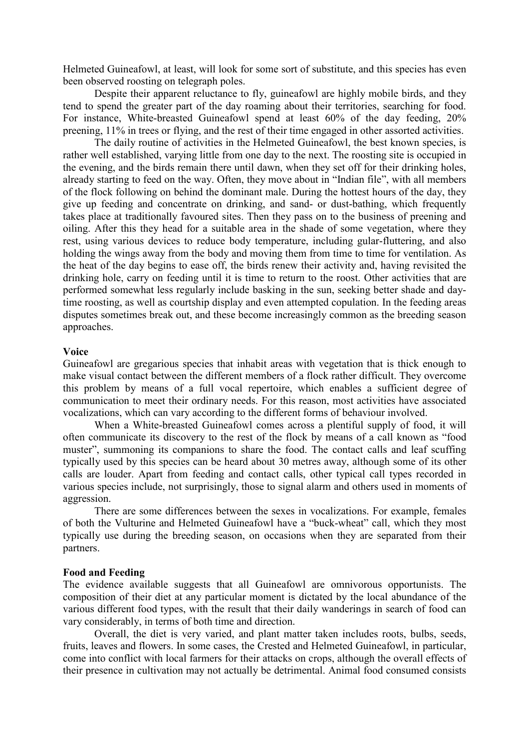Helmeted Guineafowl, at least, will look for some sort of substitute, and this species has even been observed roosting on telegraph poles.

Despite their apparent reluctance to fly, guineafowl are highly mobile birds, and they tend to spend the greater part of the day roaming about their territories, searching for food. For instance, White-breasted Guineafowl spend at least 60% of the day feeding, 20% preening, 11% in trees or flying, and the rest of their time engaged in other assorted activities.

The daily routine of activities in the Helmeted Guineafowl, the best known species, is rather well established, varying little from one day to the next. The roosting site is occupied in the evening, and the birds remain there until dawn, when they set off for their drinking holes, already starting to feed on the way. Often, they move about in "Indian file", with all members of the flock following on behind the dominant male. During the hottest hours of the day, they give up feeding and concentrate on drinking, and sand- or dust-bathing, which frequently takes place at traditionally favoured sites. Then they pass on to the business of preening and oiling. After this they head for a suitable area in the shade of some vegetation, where they rest, using various devices to reduce body temperature, including gular-fluttering, and also holding the wings away from the body and moving them from time to time for ventilation. As the heat of the day begins to ease off, the birds renew their activity and, having revisited the drinking hole, carry on feeding until it is time to return to the roost. Other activities that are performed somewhat less regularly include basking in the sun, seeking better shade and day-time roosting, as well as courtship display and even attempted copulation. In the feeding areas disputes sometimes break out, and these become increasingly common as the breeding season approaches.

**Voice**

Guineafowl are gregarious species that inhabit areas with vegetation that is thick enough to make visual contact between the different members of a flock rather difficult. They overcome this problem by means of a full vocal repertoire, which enables a sufficient degree of communication to meet their ordinary needs. For this reason, most activities have associated vocalizations, which can vary according to the different forms of behaviour involved.

When a White-breasted Guineafowl comes across a plentiful supply of food, it will often communicate its discovery to the rest of the flock by means of a call known as "food muster", summoning its companions to share the food. The contact calls and leaf scuffing typically used by this species can be heard about 30 metres away, although some of its other calls are louder. Apart from feeding and contact calls, other typical call types recorded in various species include, not surprisingly, those to signal alarm and others used in moments of aggression.

There are some differences between the sexes in vocalizations. For example, females of both the Vulturine and Helmeted Guineafowl have a "buck-wheat" call, which they most typically use during the breeding season, on occasions when they are separated from their partners.

**Food and Feeding**

The evidence available suggests that all Guineafowl are omnivorous opportunists. The composition of their diet at any particular moment is dictated by the local abundance of the various different food types, with the result that their daily wanderings in search of food can vary considerably, in terms of both time and direction.

Overall, the diet is very varied, and plant matter taken includes roots, bulbs, seeds, fruits, leaves and flowers. In some cases, the Crested and Helmeted Guineafowl, in particular, come into conflict with local farmers for their attacks on crops, although the overall effects of their presence in cultivation may not actually be detrimental. Animal food consumed consists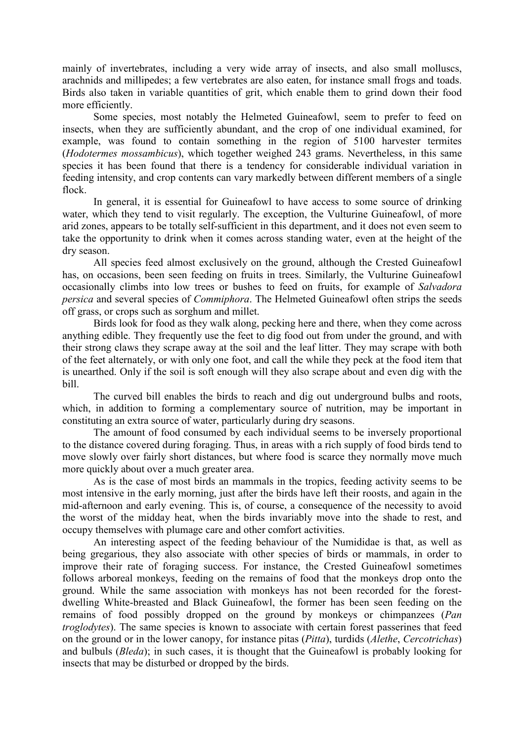mainly of invertebrates, including a very wide array of insects, and also small molluscs, arachnids and millipedes; a few vertebrates are also eaten, for instance small frogs and toads. Birds also taken in variable quantities of grit, which enable them to grind down their food more efficiently.

Some species, most notably the Helmeted Guineafowl, seem to prefer to feed on insects, when they are sufficiently abundant, and the crop of one individual examined, for example, was found to contain something in the region of 5100 harvester termites (*Hodotermes mossambicus*), which together weighed 243 grams. Nevertheless, in this same species it has been found that there is a tendency for considerable individual variation in feeding intensity, and crop contents can vary markedly between different members of a single flock.

In general, it is essential for Guineafowl to have access to some source of drinking water, which they tend to visit regularly. The exception, the Vulturine Guineafowl, of more arid zones, appears to be totally self-sufficient in this department, and it does not even seem to take the opportunity to drink when it comes across standing water, even at the height of the dry season.

All species feed almost exclusively on the ground, although the Crested Guineafowl has, on occasions, been seen feeding on fruits in trees. Similarly, the Vulturine Guineafowl occasionally climbs into low trees or bushes to feed on fruits, for example of *Salvadora persica* and several species of *Commiphora*. The Helmeted Guineafowl often strips the seeds off grass, or crops such as sorghum and millet.

Birds look for food as they walk along, pecking here and there, when they come across anything edible. They frequently use the feet to dig food out from under the ground, and with their strong claws they scrape away at the soil and the leaf litter. They may scrape with both of the feet alternately, or with only one foot, and call the while they peck at the food item that is unearthed. Only if the soil is soft enough will they also scrape about and even dig with the bill.

The curved bill enables the birds to reach and dig out underground bulbs and roots, which, in addition to forming a complementary source of nutrition, may be important in constituting an extra source of water, particularly during dry seasons.

The amount of food consumed by each individual seems to be inversely proportional to the distance covered during foraging. Thus, in areas with a rich supply of food birds tend to move slowly over fairly short distances, but where food is scarce they normally move much more quickly about over a much greater area.

As is the case of most birds an mammals in the tropics, feeding activity seems to be most intensive in the early morning, just after the birds have left their roosts, and again in the mid-afternoon and early evening. This is, of course, a consequence of the necessity to avoid the worst of the midday heat, when the birds invariably move into the shade to rest, and occupy themselves with plumage care and other comfort activities.

An interesting aspect of the feeding behaviour of the Numididae is that, as well as being gregarious, they also associate with other species of birds or mammals, in order to improve their rate of foraging success. For instance, the Crested Guineafowl sometimes follows arboreal monkeys, feeding on the remains of food that the monkeys drop onto the ground. While the same association with monkeys has not been recorded for the forest-dwelling White-breasted and Black Guineafowl, the former has been seen feeding on the remains of food possibly dropped on the ground by monkeys or chimpanzees (*Pan troglodytes*). The same species is known to associate with certain forest passerines that feed on the ground or in the lower canopy, for instance pitas (*Pitta*), turdids (*Alethe*, *Cercotrichas*) and bulbuls (*Bleda*); in such cases, it is thought that the Guineafowl is probably looking for insects that may be disturbed or dropped by the birds.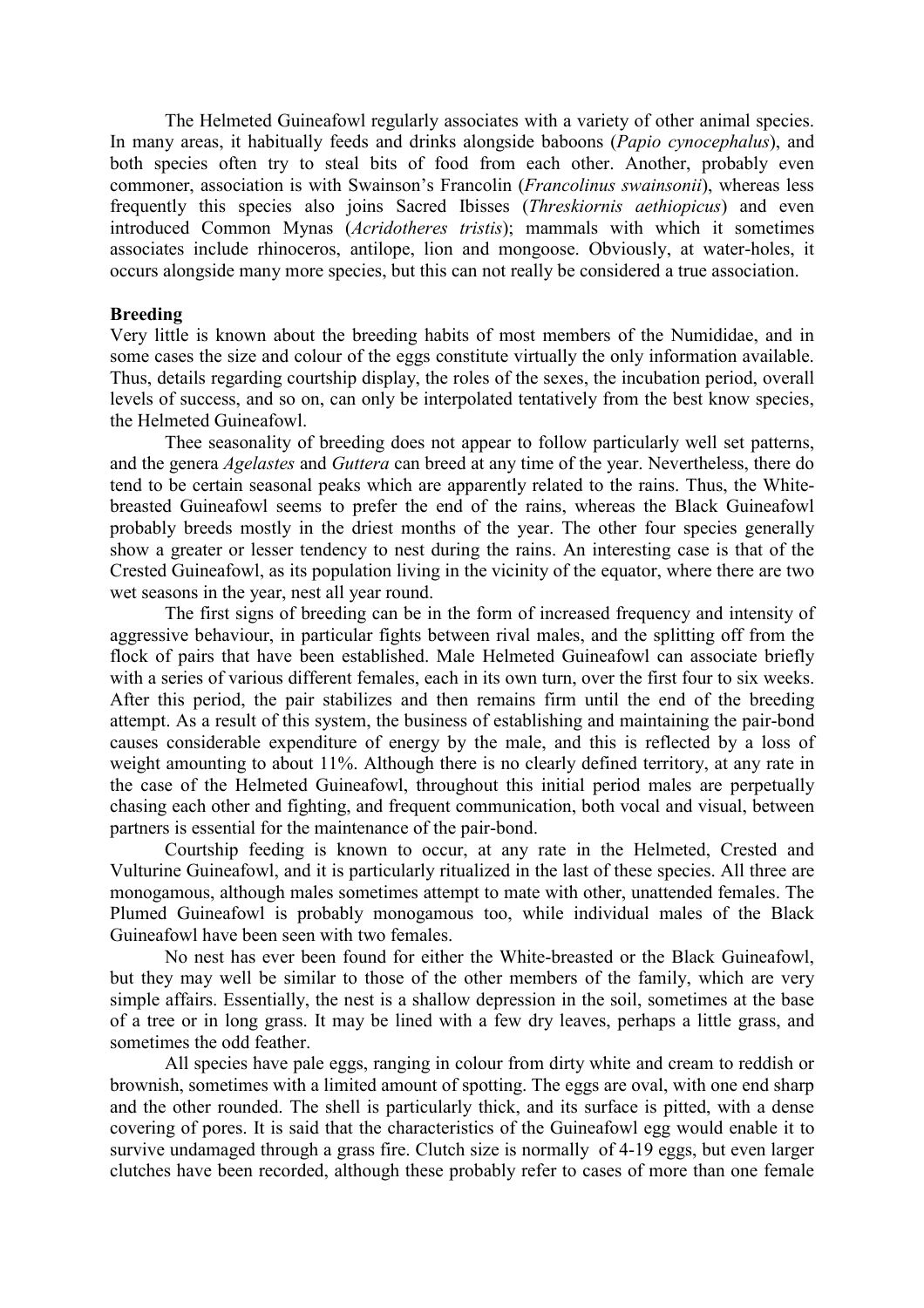The Helmeted Guineafowl regularly associates with a variety of other animal species. In many areas, it habitually feeds and drinks alongside baboons (*Papio cynocephalus*), and both species often try to steal bits of food from each other. Another, probably even commoner, association is with Swainson's Francolin (*Francolinus swainsonii*), whereas less frequently this species also joins Sacred Ibisses (*Threskiornis aethiopicus*) and even introduced Common Mynas (*Acridotheres tristis*); mammals with which it sometimes associates include rhinoceros, antilope, lion and mongoose. Obviously, at water-holes, it occurs alongside many more species, but this can not really be considered a true association.

**Breeding**

Very little is known about the breeding habits of most members of the Numididae, and in some cases the size and colour of the eggs constitute virtually the only information available. Thus, details regarding courtship display, the roles of the sexes, the incubation period, overall levels of success, and so on, can only be interpolated tentatively from the best know species, the Helmeted Guineafowl.

Thee seasonality of breeding does not appear to follow particularly well set patterns, and the genera *Agelastes* and *Guttera* can breed at any time of the year. Nevertheless, there do tend to be certain seasonal peaks which are apparently related to the rains. Thus, the White-breasted Guineafowl seems to prefer the end of the rains, whereas the Black Guineafowl probably breeds mostly in the driest months of the year. The other four species generally show a greater or lesser tendency to nest during the rains. An interesting case is that of the Crested Guineafowl, as its population living in the vicinity of the equator, where there are two wet seasons in the year, nest all year round.

The first signs of breeding can be in the form of increased frequency and intensity of aggressive behaviour, in particular fights between rival males, and the splitting off from the flock of pairs that have been established. Male Helmeted Guineafowl can associate briefly with a series of various different females, each in its own turn, over the first four to six weeks. After this period, the pair stabilizes and then remains firm until the end of the breeding attempt. As a result of this system, the business of establishing and maintaining the pair-bond causes considerable expenditure of energy by the male, and this is reflected by a loss of weight amounting to about 11%. Although there is no clearly defined territory, at any rate in the case of the Helmeted Guineafowl, throughout this initial period males are perpetually chasing each other and fighting, and frequent communication, both vocal and visual, between partners is essential for the maintenance of the pair-bond.

Courtship feeding is known to occur, at any rate in the Helmeted, Crested and Vulturine Guineafowl, and it is particularly ritualized in the last of these species. All three are monogamous, although males sometimes attempt to mate with other, unattended females. The Plumed Guineafowl is probably monogamous too, while individual males of the Black Guineafowl have been seen with two females.

No nest has ever been found for either the White-breasted or the Black Guineafowl, but they may well be similar to those of the other members of the family, which are very simple affairs. Essentially, the nest is a shallow depression in the soil, sometimes at the base of a tree or in long grass. It may be lined with a few dry leaves, perhaps a little grass, and sometimes the odd feather.

All species have pale eggs, ranging in colour from dirty white and cream to reddish or brownish, sometimes with a limited amount of spotting. The eggs are oval, with one end sharp and the other rounded. The shell is particularly thick, and its surface is pitted, with a dense covering of pores. It is said that the characteristics of the Guineafowl egg would enable it to survive undamaged through a grass fire. Clutch size is normally of 4-19 eggs, but even larger clutches have been recorded, although these probably refer to cases of more than one female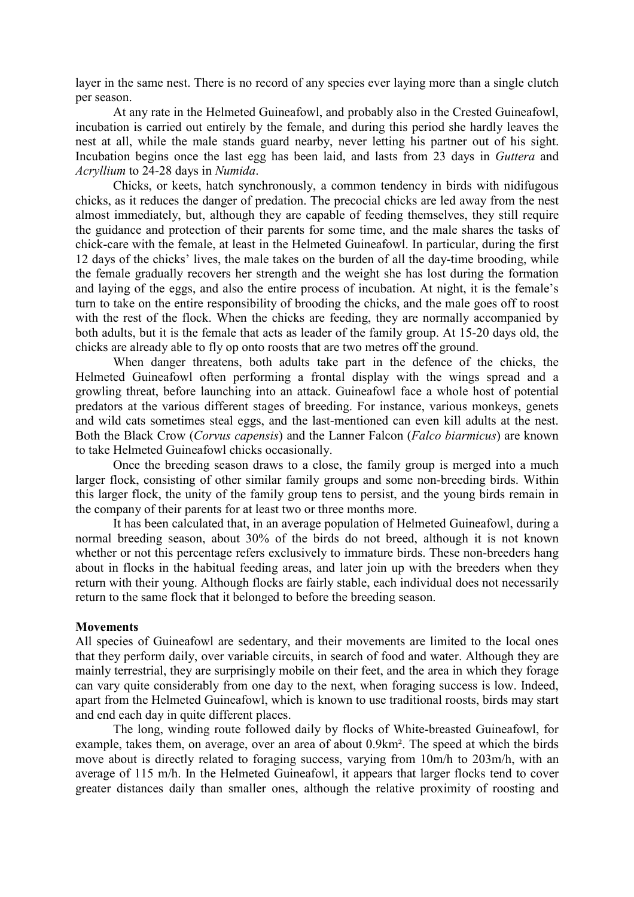layer in the same nest. There is no record of any species ever laying more than a single clutch per season.

At any rate in the Helmeted Guineafowl, and probably also in the Crested Guineafowl, incubation is carried out entirely by the female, and during this period she hardly leaves the nest at all, while the male stands guard nearby, never letting his partner out of his sight. Incubation begins once the last egg has been laid, and lasts from 23 days in *Guttera* and *Acryllium* to 24-28 days in *Numida*.

Chicks, or keets, hatch synchronously, a common tendency in birds with nidifugous chicks, as it reduces the danger of predation. The precocial chicks are led away from the nest almost immediately, but, although they are capable of feeding themselves, they still require the guidance and protection of their parents for some time, and the male shares the tasks of chick-care with the female, at least in the Helmeted Guineafowl. In particular, during the first 12 days of the chicks' lives, the male takes on the burden of all the day-time brooding, while the female gradually recovers her strength and the weight she has lost during the formation and laying of the eggs, and also the entire process of incubation. At night, it is the female's turn to take on the entire responsibility of brooding the chicks, and the male goes off to roost with the rest of the flock. When the chicks are feeding, they are normally accompanied by both adults, but it is the female that acts as leader of the family group. At 15-20 days old, the chicks are already able to fly op onto roosts that are two metres off the ground.

When danger threatens, both adults take part in the defence of the chicks, the Helmeted Guineafowl often performing a frontal display with the wings spread and a growling threat, before launching into an attack. Guineafowl face a whole host of potential predators at the various different stages of breeding. For instance, various monkeys, genets and wild cats sometimes steal eggs, and the last-mentioned can even kill adults at the nest. Both the Black Crow (*Corvus capensis*) and the Lanner Falcon (*Falco biarmicus*) are known to take Helmeted Guineafowl chicks occasionally.

Once the breeding season draws to a close, the family group is merged into a much larger flock, consisting of other similar family groups and some non-breeding birds. Within this larger flock, the unity of the family group tens to persist, and the young birds remain in the company of their parents for at least two or three months more.

It has been calculated that, in an average population of Helmeted Guineafowl, during a normal breeding season, about 30% of the birds do not breed, although it is not known whether or not this percentage refers exclusively to immature birds. These non-breeders hang about in flocks in the habitual feeding areas, and later join up with the breeders when they return with their young. Although flocks are fairly stable, each individual does not necessarily return to the same flock that it belonged to before the breeding season.

**Movements**

All species of Guineafowl are sedentary, and their movements are limited to the local ones that they perform daily, over variable circuits, in search of food and water. Although they are mainly terrestrial, they are surprisingly mobile on their feet, and the area in which they forage can vary quite considerably from one day to the next, when foraging success is low. Indeed, apart from the Helmeted Guineafowl, which is known to use traditional roosts, birds may start and end each day in quite different places.

The long, winding route followed daily by flocks of White-breasted Guineafowl, for example, takes them, on average, over an area of about 0.9km². The speed at which the birds move about is directly related to foraging success, varying from 10m/h to 203m/h, with an average of 115 m/h. In the Helmeted Guineafowl, it appears that larger flocks tend to cover greater distances daily than smaller ones, although the relative proximity of roosting and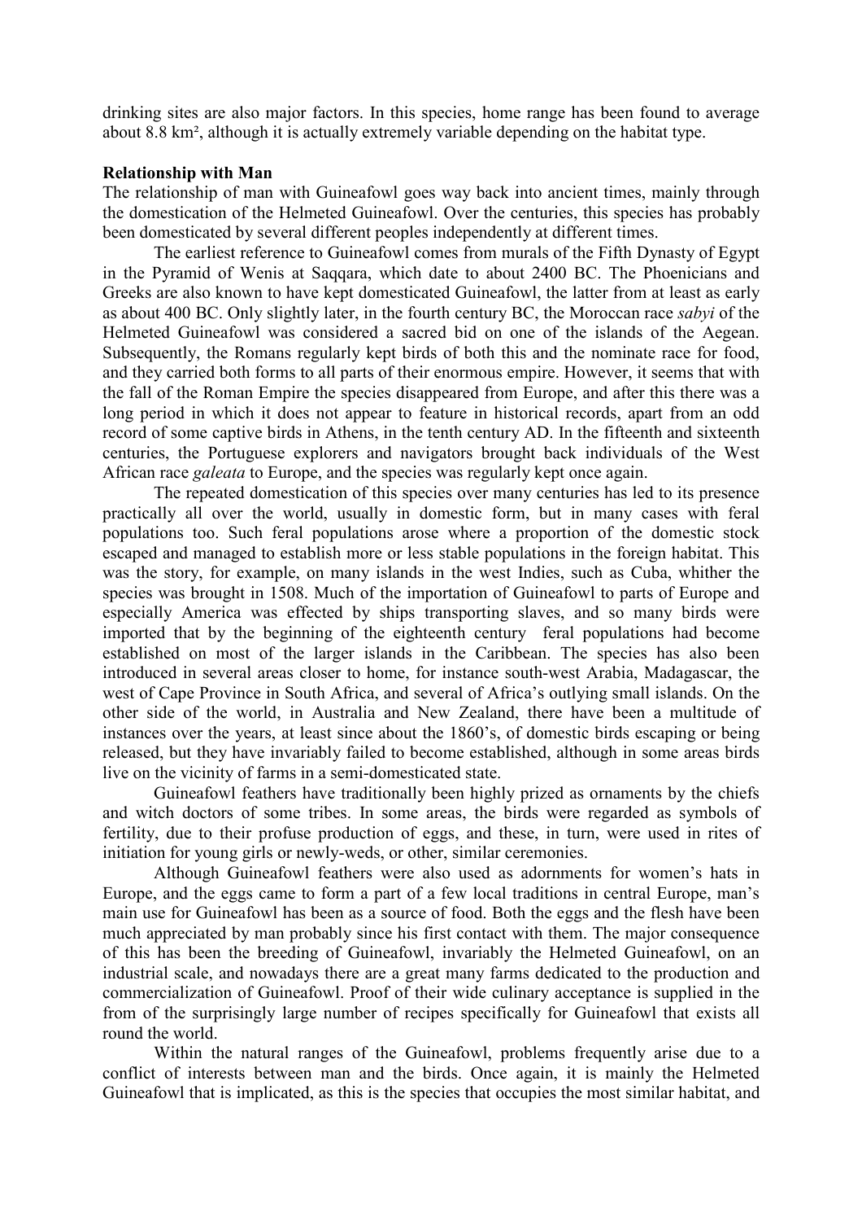drinking sites are also major factors. In this species, home range has been found to average about 8.8 km², although it is actually extremely variable depending on the habitat type.

**Relationship with Man**

The relationship of man with Guineafowl goes way back into ancient times, mainly through the domestication of the Helmeted Guineafowl. Over the centuries, this species has probably been domesticated by several different peoples independently at different times.

The earliest reference to Guineafowl comes from murals of the Fifth Dynasty of Egypt in the Pyramid of Wenis at Saqqara, which date to about 2400 BC. The Phoenicians and Greeks are also known to have kept domesticated Guineafowl, the latter from at least as early as about 400 BC. Only slightly later, in the fourth century BC, the Moroccan race *sabyi* of the Helmeted Guineafowl was considered a sacred bid on one of the islands of the Aegean. Subsequently, the Romans regularly kept birds of both this and the nominate race for food, and they carried both forms to all parts of their enormous empire. However, it seems that with the fall of the Roman Empire the species disappeared from Europe, and after this there was a long period in which it does not appear to feature in historical records, apart from an odd record of some captive birds in Athens, in the tenth century AD. In the fifteenth and sixteenth centuries, the Portuguese explorers and navigators brought back individuals of the West African race *galeata* to Europe, and the species was regularly kept once again.

The repeated domestication of this species over many centuries has led to its presence practically all over the world, usually in domestic form, but in many cases with feral populations too. Such feral populations arose where a proportion of the domestic stock escaped and managed to establish more or less stable populations in the foreign habitat. This was the story, for example, on many islands in the west Indies, such as Cuba, whither the species was brought in 1508. Much of the importation of Guineafowl to parts of Europe and especially America was effected by ships transporting slaves, and so many birds were imported that by the beginning of the eighteenth century feral populations had become established on most of the larger islands in the Caribbean. The species has also been introduced in several areas closer to home, for instance south-west Arabia, Madagascar, the west of Cape Province in South Africa, and several of Africa's outlying small islands. On the other side of the world, in Australia and New Zealand, there have been a multitude of instances over the years, at least since about the 1860's, of domestic birds escaping or being released, but they have invariably failed to become established, although in some areas birds live on the vicinity of farms in a semi-domesticated state.

Guineafowl feathers have traditionally been highly prized as ornaments by the chiefs and witch doctors of some tribes. In some areas, the birds were regarded as symbols of fertility, due to their profuse production of eggs, and these, in turn, were used in rites of initiation for young girls or newly-weds, or other, similar ceremonies.

Although Guineafowl feathers were also used as adornments for women's hats in Europe, and the eggs came to form a part of a few local traditions in central Europe, man's main use for Guineafowl has been as a source of food. Both the eggs and the flesh have been much appreciated by man probably since his first contact with them. The major consequence of this has been the breeding of Guineafowl, invariably the Helmeted Guineafowl, on an industrial scale, and nowadays there are a great many farms dedicated to the production and commercialization of Guineafowl. Proof of their wide culinary acceptance is supplied in the from of the surprisingly large number of recipes specifically for Guineafowl that exists all round the world.

Within the natural ranges of the Guineafowl, problems frequently arise due to a conflict of interests between man and the birds. Once again, it is mainly the Helmeted Guineafowl that is implicated, as this is the species that occupies the most similar habitat, and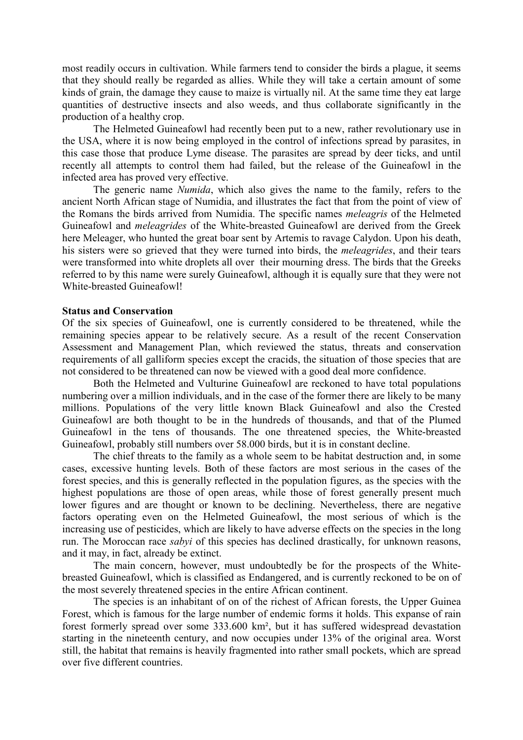most readily occurs in cultivation. While farmers tend to consider the birds a plague, it seems that they should really be regarded as allies. While they will take a certain amount of some kinds of grain, the damage they cause to maize is virtually nil. At the same time they eat large quantities of destructive insects and also weeds, and thus collaborate significantly in the production of a healthy crop.

The Helmeted Guineafowl had recently been put to a new, rather revolutionary use in the USA, where it is now being employed in the control of infections spread by parasites, in this case those that produce Lyme disease. The parasites are spread by deer ticks, and until recently all attempts to control them had failed, but the release of the Guineafowl in the infected area has proved very effective.

The generic name *Numida*, which also gives the name to the family, refers to the ancient North African stage of Numidia, and illustrates the fact that from the point of view of the Romans the birds arrived from Numidia. The specific names *meleagris* of the Helmeted Guineafowl and *meleagrides* of the White-breasted Guineafowl are derived from the Greek here Meleager, who hunted the great boar sent by Artemis to ravage Calydon. Upon his death, his sisters were so grieved that they were turned into birds, the *meleagrides*, and their tears were transformed into white droplets all over their mourning dress. The birds that the Greeks referred to by this name were surely Guineafowl, although it is equally sure that they were not White-breasted Guineafowl!

**Status and Conservation**

Of the six species of Guineafowl, one is currently considered to be threatened, while the remaining species appear to be relatively secure. As a result of the recent Conservation Assessment and Management Plan, which reviewed the status, threats and conservation requirements of all galliform species except the cracids, the situation of those species that are not considered to be threatened can now be viewed with a good deal more confidence.

Both the Helmeted and Vulturine Guineafowl are reckoned to have total populations numbering over a million individuals, and in the case of the former there are likely to be many millions. Populations of the very little known Black Guineafowl and also the Crested Guineafowl are both thought to be in the hundreds of thousands, and that of the Plumed Guineafowl in the tens of thousands. The one threatened species, the White-breasted Guineafowl, probably still numbers over 58.000 birds, but it is in constant decline.

The chief threats to the family as a whole seem to be habitat destruction and, in some cases, excessive hunting levels. Both of these factors are most serious in the cases of the forest species, and this is generally reflected in the population figures, as the species with the highest populations are those of open areas, while those of forest generally present much lower figures and are thought or known to be declining. Nevertheless, there are negative factors operating even on the Helmeted Guineafowl, the most serious of which is the increasing use of pesticides, which are likely to have adverse effects on the species in the long run. The Moroccan race *sabyi* of this species has declined drastically, for unknown reasons, and it may, in fact, already be extinct.

The main concern, however, must undoubtedly be for the prospects of the White-breasted Guineafowl, which is classified as Endangered, and is currently reckoned to be on of the most severely threatened species in the entire African continent.

The species is an inhabitant of on of the richest of African forests, the Upper Guinea Forest, which is famous for the large number of endemic forms it holds. This expanse of rain forest formerly spread over some 333.600 km², but it has suffered widespread devastation starting in the nineteenth century, and now occupies under 13% of the original area. Worst still, the habitat that remains is heavily fragmented into rather small pockets, which are spread over five different countries.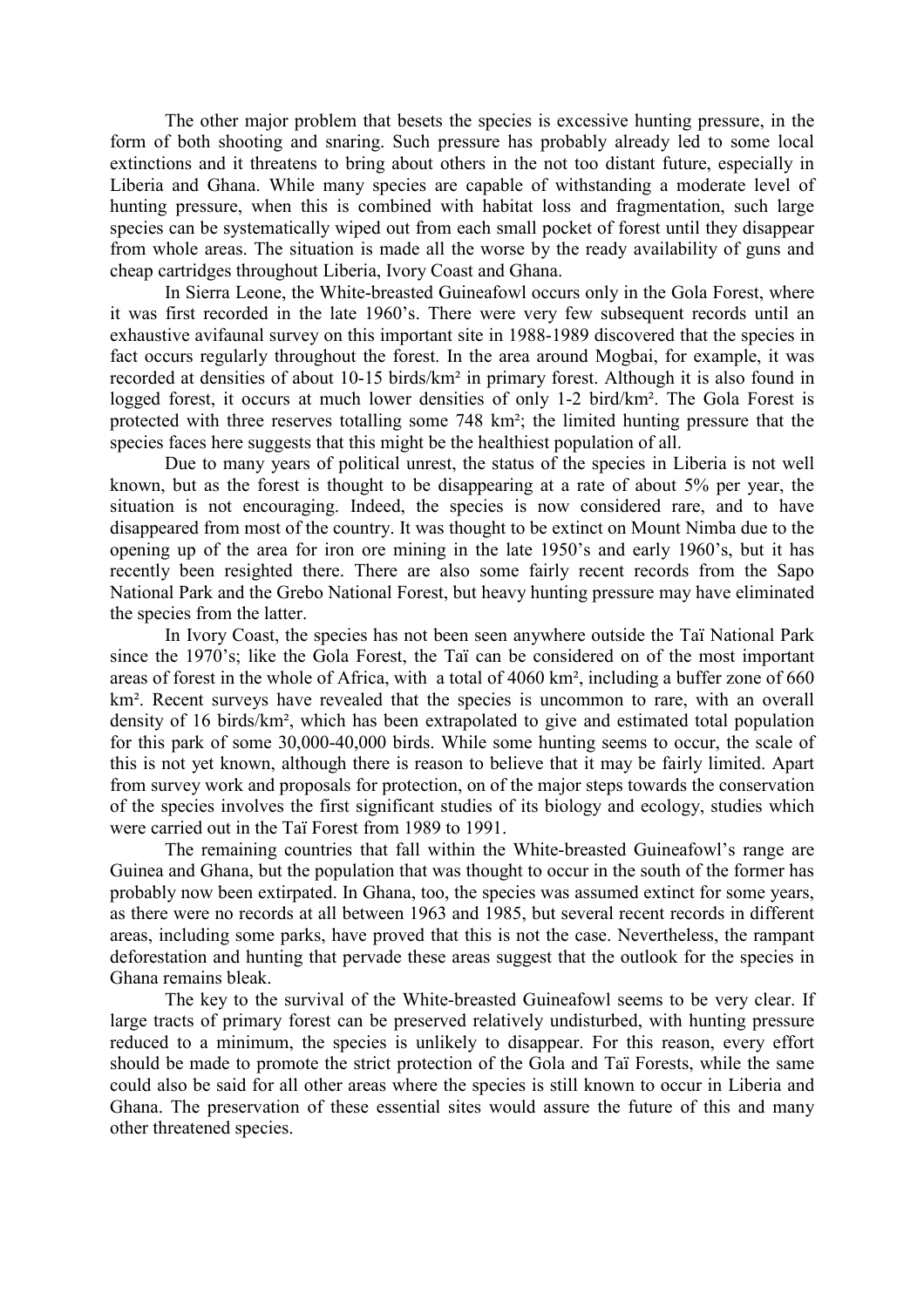The other major problem that besets the species is excessive hunting pressure, in the form of both shooting and snaring. Such pressure has probably already led to some local extinctions and it threatens to bring about others in the not too distant future, especially in Liberia and Ghana. While many species are capable of withstanding a moderate level of hunting pressure, when this is combined with habitat loss and fragmentation, such large species can be systematically wiped out from each small pocket of forest until they disappear from whole areas. The situation is made all the worse by the ready availability of guns and cheap cartridges throughout Liberia, Ivory Coast and Ghana.

In Sierra Leone, the White-breasted Guineafowl occurs only in the Gola Forest, where it was first recorded in the late 1960's. There were very few subsequent records until an exhaustive avifaunal survey on this important site in 1988-1989 discovered that the species in fact occurs regularly throughout the forest. In the area around Mogbai, for example, it was recorded at densities of about 10-15 birds/km² in primary forest. Although it is also found in logged forest, it occurs at much lower densities of only 1-2 bird/km². The Gola Forest is protected with three reserves totalling some 748 km²; the limited hunting pressure that the species faces here suggests that this might be the healthiest population of all.

Due to many years of political unrest, the status of the species in Liberia is not well known, but as the forest is thought to be disappearing at a rate of about 5% per year, the situation is not encouraging. Indeed, the species is now considered rare, and to have disappeared from most of the country. It was thought to be extinct on Mount Nimba due to the opening up of the area for iron ore mining in the late 1950's and early 1960's, but it has recently been resighted there. There are also some fairly recent records from the Sapo National Park and the Grebo National Forest, but heavy hunting pressure may have eliminated the species from the latter.

In Ivory Coast, the species has not been seen anywhere outside the Taï National Park since the 1970's; like the Gola Forest, the Taï can be considered on of the most important areas of forest in the whole of Africa, with a total of 4060 km², including a buffer zone of 660 km². Recent surveys have revealed that the species is uncommon to rare, with an overall density of 16 birds/km², which has been extrapolated to give and estimated total population for this park of some 30,000-40,000 birds. While some hunting seems to occur, the scale of this is not yet known, although there is reason to believe that it may be fairly limited. Apart from survey work and proposals for protection, on of the major steps towards the conservation of the species involves the first significant studies of its biology and ecology, studies which were carried out in the Taï Forest from 1989 to 1991.

The remaining countries that fall within the White-breasted Guineafowl's range are Guinea and Ghana, but the population that was thought to occur in the south of the former has probably now been extirpated. In Ghana, too, the species was assumed extinct for some years, as there were no records at all between 1963 and 1985, but several recent records in different areas, including some parks, have proved that this is not the case. Nevertheless, the rampant deforestation and hunting that pervade these areas suggest that the outlook for the species in Ghana remains bleak.

The key to the survival of the White-breasted Guineafowl seems to be very clear. If large tracts of primary forest can be preserved relatively undisturbed, with hunting pressure reduced to a minimum, the species is unlikely to disappear. For this reason, every effort should be made to promote the strict protection of the Gola and Taï Forests, while the same could also be said for all other areas where the species is still known to occur in Liberia and Ghana. The preservation of these essential sites would assure the future of this and many other threatened species.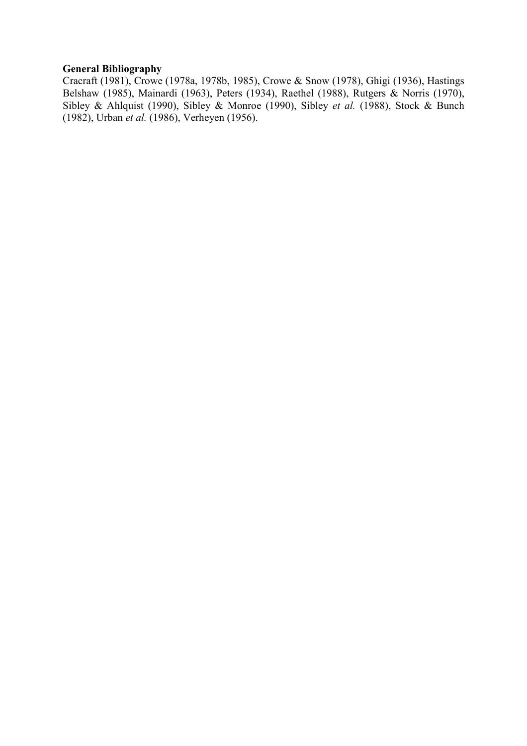**General Bibliography**

Cracraft (1981), Crowe (1978a, 1978b, 1985), Crowe & Snow (1978), Ghigi (1936), Hastings Belshaw (1985), Mainardi (1963), Peters (1934), Raethel (1988), Rutgers & Norris (1970), Sibley & Ahlquist (1990), Sibley & Monroe (1990), Sibley *et al.* (1988), Stock & Bunch (1982), Urban *et al.* (1986), Verheyen (1956).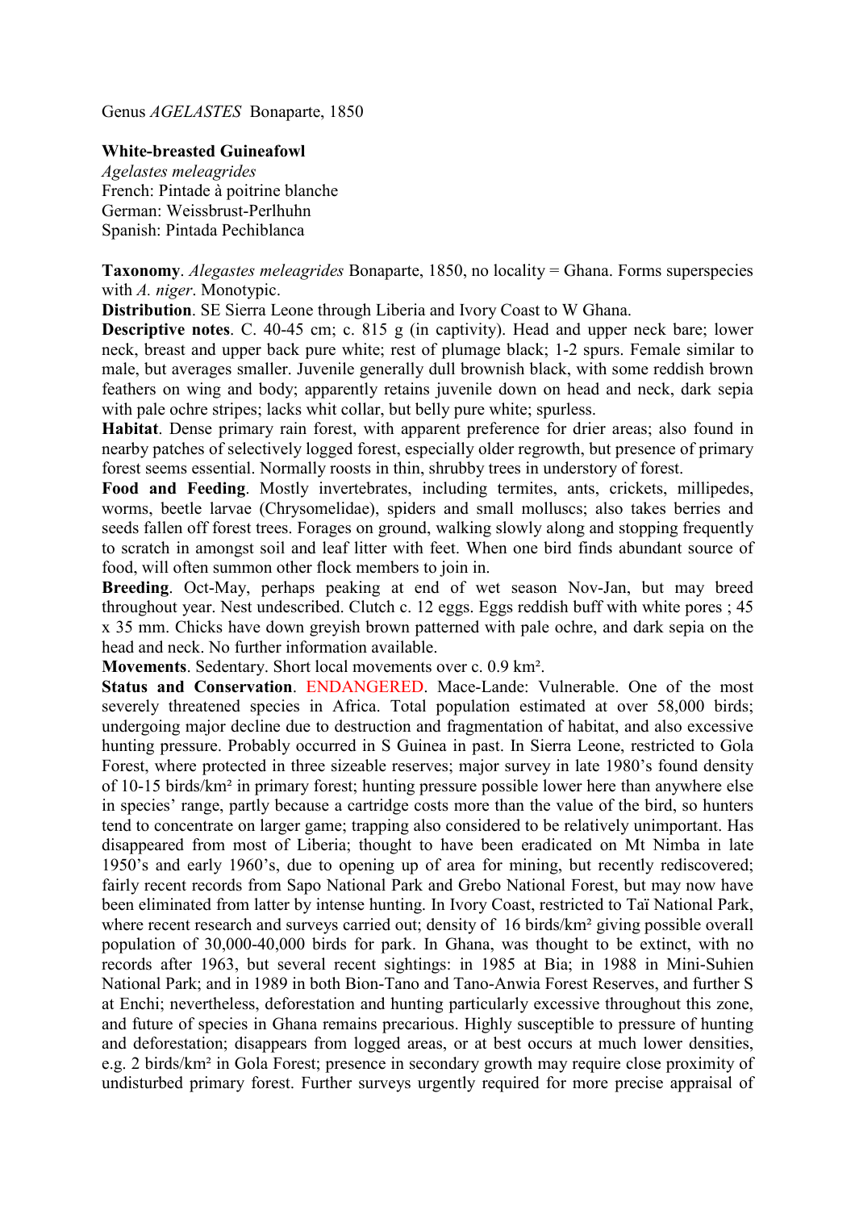Genus *AGELASTES* Bonaparte, 1850

**White-breasted Guineafowl**
*Agelastes meleagrides*
French: Pintade à poitrine blanche
German: Weissbrust-Perlhuhn
Spanish: Pintada Pechiblanca

**Taxonomy**. *Alegastes meleagrides* Bonaparte, 1850, no locality = Ghana. Forms superspecies with *A. niger*. Monotypic.

**Distribution**. SE Sierra Leone through Liberia and Ivory Coast to W Ghana.

**Descriptive notes**. C. 40-45 cm; c. 815 g (in captivity). Head and upper neck bare; lower neck, breast and upper back pure white; rest of plumage black; 1-2 spurs. Female similar to male, but averages smaller. Juvenile generally dull brownish black, with some reddish brown feathers on wing and body; apparently retains juvenile down on head and neck, dark sepia with pale ochre stripes; lacks whit collar, but belly pure white; spurless.

**Habitat**. Dense primary rain forest, with apparent preference for drier areas; also found in nearby patches of selectively logged forest, especially older regrowth, but presence of primary forest seems essential. Normally roosts in thin, shrubby trees in understory of forest.

**Food and Feeding**. Mostly invertebrates, including termites, ants, crickets, millipedes, worms, beetle larvae (Chrysomelidae), spiders and small molluscs; also takes berries and seeds fallen off forest trees. Forages on ground, walking slowly along and stopping frequently to scratch in amongst soil and leaf litter with feet. When one bird finds abundant source of food, will often summon other flock members to join in.

**Breeding**. Oct-May, perhaps peaking at end of wet season Nov-Jan, but may breed throughout year. Nest undescribed. Clutch c. 12 eggs. Eggs reddish buff with white pores ; 45 x 35 mm. Chicks have down greyish brown patterned with pale ochre, and dark sepia on the head and neck. No further information available.

**Movements**. Sedentary. Short local movements over c. 0.9 km².

**Status and Conservation**. ENDANGERED. Mace-Lande: Vulnerable. One of the most severely threatened species in Africa. Total population estimated at over 58,000 birds; undergoing major decline due to destruction and fragmentation of habitat, and also excessive hunting pressure. Probably occurred in S Guinea in past. In Sierra Leone, restricted to Gola Forest, where protected in three sizeable reserves; major survey in late 1980's found density of 10-15 birds/km² in primary forest; hunting pressure possible lower here than anywhere else in species' range, partly because a cartridge costs more than the value of the bird, so hunters tend to concentrate on larger game; trapping also considered to be relatively unimportant. Has disappeared from most of Liberia; thought to have been eradicated on Mt Nimba in late 1950's and early 1960's, due to opening up of area for mining, but recently rediscovered; fairly recent records from Sapo National Park and Grebo National Forest, but may now have been eliminated from latter by intense hunting. In Ivory Coast, restricted to Taï National Park, where recent research and surveys carried out; density of 16 birds/km² giving possible overall population of 30,000-40,000 birds for park. In Ghana, was thought to be extinct, with no records after 1963, but several recent sightings: in 1985 at Bia; in 1988 in Mini-Suhien National Park; and in 1989 in both Bion-Tano and Tano-Anwia Forest Reserves, and further S at Enchi; nevertheless, deforestation and hunting particularly excessive throughout this zone, and future of species in Ghana remains precarious. Highly susceptible to pressure of hunting and deforestation; disappears from logged areas, or at best occurs at much lower densities, e.g. 2 birds/km² in Gola Forest; presence in secondary growth may require close proximity of undisturbed primary forest. Further surveys urgently required for more precise appraisal of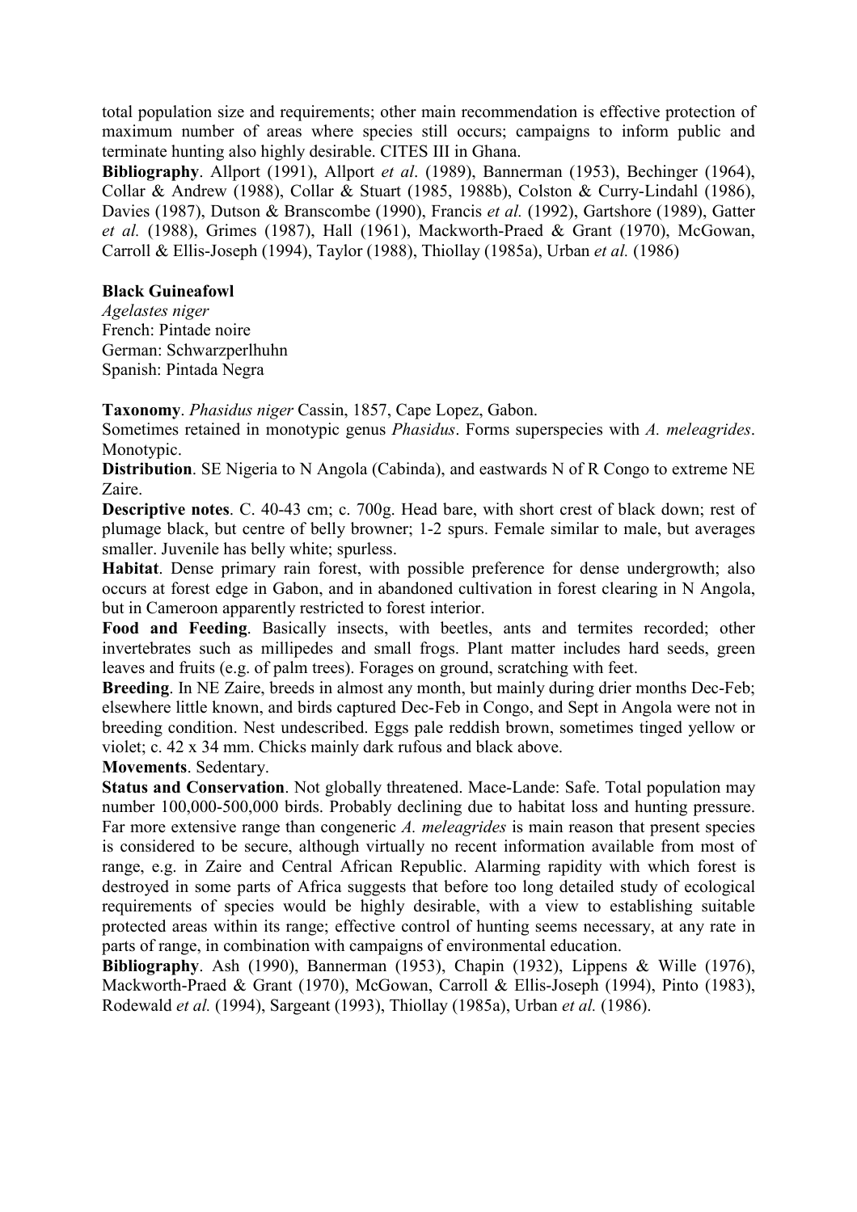total population size and requirements; other main recommendation is effective protection of maximum number of areas where species still occurs; campaigns to inform public and terminate hunting also highly desirable. CITES III in Ghana.

**Bibliography**. Allport (1991), Allport *et al*. (1989), Bannerman (1953), Bechinger (1964), Collar & Andrew (1988), Collar & Stuart (1985, 1988b), Colston & Curry-Lindahl (1986), Davies (1987), Dutson & Branscombe (1990), Francis *et al.* (1992), Gartshore (1989), Gatter *et al.* (1988), Grimes (1987), Hall (1961), Mackworth-Praed & Grant (1970), McGowan, Carroll & Ellis-Joseph (1994), Taylor (1988), Thiollay (1985a), Urban *et al.* (1986)

**Black Guineafowl**

*Agelastes niger*

French: Pintade noire

German: Schwarzperlhuhn

Spanish: Pintada Negra

**Taxonomy**. *Phasidus niger* Cassin, 1857, Cape Lopez, Gabon.

Sometimes retained in monotypic genus *Phasidus*. Forms superspecies with *A. meleagrides*. Monotypic.

**Distribution**. SE Nigeria to N Angola (Cabinda), and eastwards N of R Congo to extreme NE Zaire.

**Descriptive notes**. C. 40-43 cm; c. 700g. Head bare, with short crest of black down; rest of plumage black, but centre of belly browner; 1-2 spurs. Female similar to male, but averages smaller. Juvenile has belly white; spurless.

**Habitat**. Dense primary rain forest, with possible preference for dense undergrowth; also occurs at forest edge in Gabon, and in abandoned cultivation in forest clearing in N Angola, but in Cameroon apparently restricted to forest interior.

**Food and Feeding**. Basically insects, with beetles, ants and termites recorded; other invertebrates such as millipedes and small frogs. Plant matter includes hard seeds, green leaves and fruits (e.g. of palm trees). Forages on ground, scratching with feet.

**Breeding**. In NE Zaire, breeds in almost any month, but mainly during drier months Dec-Feb; elsewhere little known, and birds captured Dec-Feb in Congo, and Sept in Angola were not in breeding condition. Nest undescribed. Eggs pale reddish brown, sometimes tinged yellow or violet; c. 42 x 34 mm. Chicks mainly dark rufous and black above.

**Movements**. Sedentary.

**Status and Conservation**. Not globally threatened. Mace-Lande: Safe. Total population may number 100,000-500,000 birds. Probably declining due to habitat loss and hunting pressure. Far more extensive range than congeneric *A. meleagrides* is main reason that present species is considered to be secure, although virtually no recent information available from most of range, e.g. in Zaire and Central African Republic. Alarming rapidity with which forest is destroyed in some parts of Africa suggests that before too long detailed study of ecological requirements of species would be highly desirable, with a view to establishing suitable protected areas within its range; effective control of hunting seems necessary, at any rate in parts of range, in combination with campaigns of environmental education.

**Bibliography**. Ash (1990), Bannerman (1953), Chapin (1932), Lippens & Wille (1976), Mackworth-Praed & Grant (1970), McGowan, Carroll & Ellis-Joseph (1994), Pinto (1983), Rodewald *et al.* (1994), Sargeant (1993), Thiollay (1985a), Urban *et al.* (1986).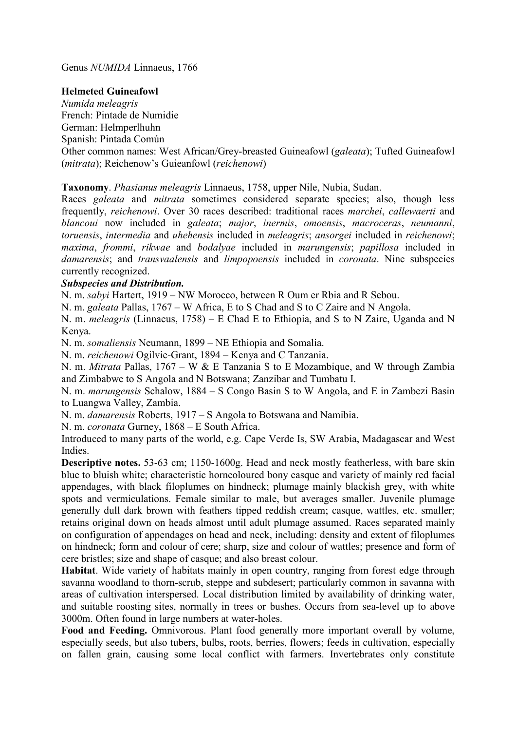Genus *NUMIDA* Linnaeus, 1766

**Helmeted Guineafowl**

*Numida meleagris*
French: Pintade de Numidie
German: Helmperlhuhn
Spanish: Pintada Común
Other common names: West African/Grey-breasted Guineafowl (*galeata*); Tufted Guineafowl (*mitrata*); Reichenow's Guieanfowl (*reichenowi*)

**Taxonomy**. *Phasianus meleagris* Linnaeus, 1758, upper Nile, Nubia, Sudan.

Races *galeata* and *mitrata* sometimes considered separate species; also, though less frequently, *reichenowi*. Over 30 races described: traditional races *marchei*, *callewaerti* and *blancoui* now included in *galeata*; *major*, *inermis*, *omoensis*, *macroceras*, *neumanni*, *toruensis*, *intermedia* and *uhehensis* included in *meleagris*; *ansorgei* included in *reichenowi*; *maxima*, *frommi*, *rikwae* and *bodalyae* included in *marungensis*; *papillosa* included in *damarensis*; and *transvaalensis* and *limpopoensis* included in *coronata*. Nine subspecies currently recognized.

***Subspecies and Distribution.***

N. m. *sabyi* Hartert, 1919 – NW Morocco, between R Oum er Rbia and R Sebou.

N. m. *galeata* Pallas, 1767 – W Africa, E to S Chad and S to C Zaire and N Angola.

N. m. *meleagris* (Linnaeus, 1758) – E Chad E to Ethiopia, and S to N Zaire, Uganda and N Kenya.

N. m. *somaliensis* Neumann, 1899 – NE Ethiopia and Somalia.

N. m. *reichenowi* Ogilvie-Grant, 1894 – Kenya and C Tanzania.

N. m. *Mitrata* Pallas, 1767 – W & E Tanzania S to E Mozambique, and W through Zambia and Zimbabwe to S Angola and N Botswana; Zanzibar and Tumbatu I.

N. m. *marungensis* Schalow, 1884 – S Congo Basin S to W Angola, and E in Zambezi Basin to Luangwa Valley, Zambia.

N. m. *damarensis* Roberts, 1917 – S Angola to Botswana and Namibia.

N. m. *coronata* Gurney, 1868 – E South Africa.

Introduced to many parts of the world, e.g. Cape Verde Is, SW Arabia, Madagascar and West Indies.

**Descriptive notes.** 53-63 cm; 1150-1600g. Head and neck mostly featherless, with bare skin blue to bluish white; characteristic horncoloured bony casque and variety of mainly red facial appendages, with black filoplumes on hindneck; plumage mainly blackish grey, with white spots and vermiculations. Female similar to male, but averages smaller. Juvenile plumage generally dull dark brown with feathers tipped reddish cream; casque, wattles, etc. smaller; retains original down on heads almost until adult plumage assumed. Races separated mainly on configuration of appendages on head and neck, including: density and extent of filoplumes on hindneck; form and colour of cere; sharp, size and colour of wattles; presence and form of cere bristles; size and shape of casque; and also breast colour.

**Habitat**. Wide variety of habitats mainly in open country, ranging from forest edge through savanna woodland to thorn-scrub, steppe and subdesert; particularly common in savanna with areas of cultivation interspersed. Local distribution limited by availability of drinking water, and suitable roosting sites, normally in trees or bushes. Occurs from sea-level up to above 3000m. Often found in large numbers at water-holes.

**Food and Feeding.** Omnivorous. Plant food generally more important overall by volume, especially seeds, but also tubers, bulbs, roots, berries, flowers; feeds in cultivation, especially on fallen grain, causing some local conflict with farmers. Invertebrates only constitute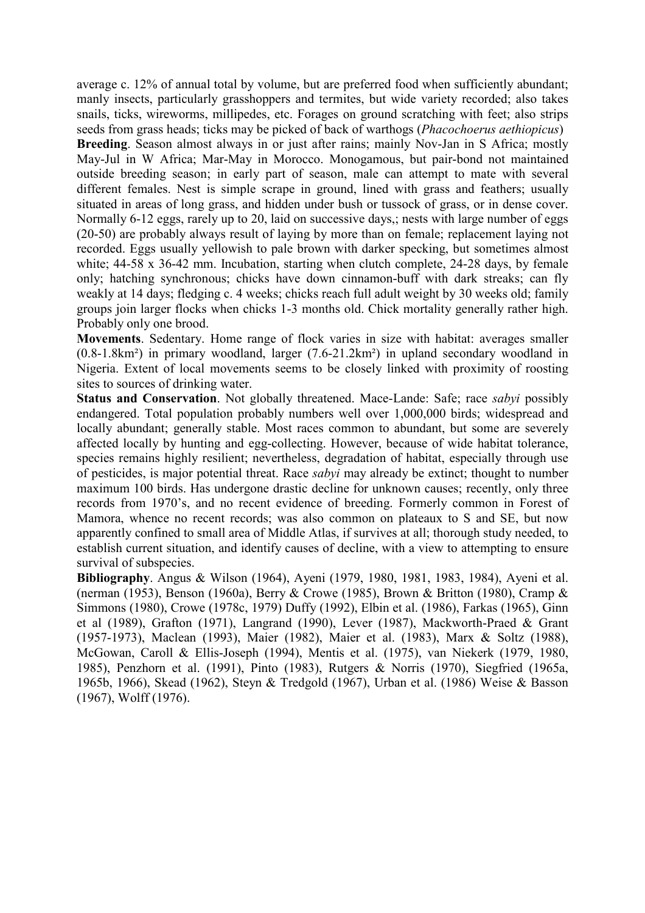average c. 12% of annual total by volume, but are preferred food when sufficiently abundant; manly insects, particularly grasshoppers and termites, but wide variety recorded; also takes snails, ticks, wireworms, millipedes, etc. Forages on ground scratching with feet; also strips seeds from grass heads; ticks may be picked of back of warthogs (*Phacochoerus aethiopicus*)

**Breeding**. Season almost always in or just after rains; mainly Nov-Jan in S Africa; mostly May-Jul in W Africa; Mar-May in Morocco. Monogamous, but pair-bond not maintained outside breeding season; in early part of season, male can attempt to mate with several different females. Nest is simple scrape in ground, lined with grass and feathers; usually situated in areas of long grass, and hidden under bush or tussock of grass, or in dense cover. Normally 6-12 eggs, rarely up to 20, laid on successive days,; nests with large number of eggs (20-50) are probably always result of laying by more than on female; replacement laying not recorded. Eggs usually yellowish to pale brown with darker specking, but sometimes almost white; 44-58 x 36-42 mm. Incubation, starting when clutch complete, 24-28 days, by female only; hatching synchronous; chicks have down cinnamon-buff with dark streaks; can fly weakly at 14 days; fledging c. 4 weeks; chicks reach full adult weight by 30 weeks old; family groups join larger flocks when chicks 1-3 months old. Chick mortality generally rather high. Probably only one brood.

**Movements**. Sedentary. Home range of flock varies in size with habitat: averages smaller (0.8-1.8km²) in primary woodland, larger (7.6-21.2km²) in upland secondary woodland in Nigeria. Extent of local movements seems to be closely linked with proximity of roosting sites to sources of drinking water.

**Status and Conservation**. Not globally threatened. Mace-Lande: Safe; race *sabyi* possibly endangered. Total population probably numbers well over 1,000,000 birds; widespread and locally abundant; generally stable. Most races common to abundant, but some are severely affected locally by hunting and egg-collecting. However, because of wide habitat tolerance, species remains highly resilient; nevertheless, degradation of habitat, especially through use of pesticides, is major potential threat. Race *sabyi* may already be extinct; thought to number maximum 100 birds. Has undergone drastic decline for unknown causes; recently, only three records from 1970's, and no recent evidence of breeding. Formerly common in Forest of Mamora, whence no recent records; was also common on plateaux to S and SE, but now apparently confined to small area of Middle Atlas, if survives at all; thorough study needed, to establish current situation, and identify causes of decline, with a view to attempting to ensure survival of subspecies.

**Bibliography**. Angus & Wilson (1964), Ayeni (1979, 1980, 1981, 1983, 1984), Ayeni et al. (nerman (1953), Benson (1960a), Berry & Crowe (1985), Brown & Britton (1980), Cramp & Simmons (1980), Crowe (1978c, 1979) Duffy (1992), Elbin et al. (1986), Farkas (1965), Ginn et al (1989), Grafton (1971), Langrand (1990), Lever (1987), Mackworth-Praed & Grant (1957-1973), Maclean (1993), Maier (1982), Maier et al. (1983), Marx & Soltz (1988), McGowan, Caroll & Ellis-Joseph (1994), Mentis et al. (1975), van Niekerk (1979, 1980, 1985), Penzhorn et al. (1991), Pinto (1983), Rutgers & Norris (1970), Siegfried (1965a, 1965b, 1966), Skead (1962), Steyn & Tredgold (1967), Urban et al. (1986) Weise & Basson (1967), Wolff (1976).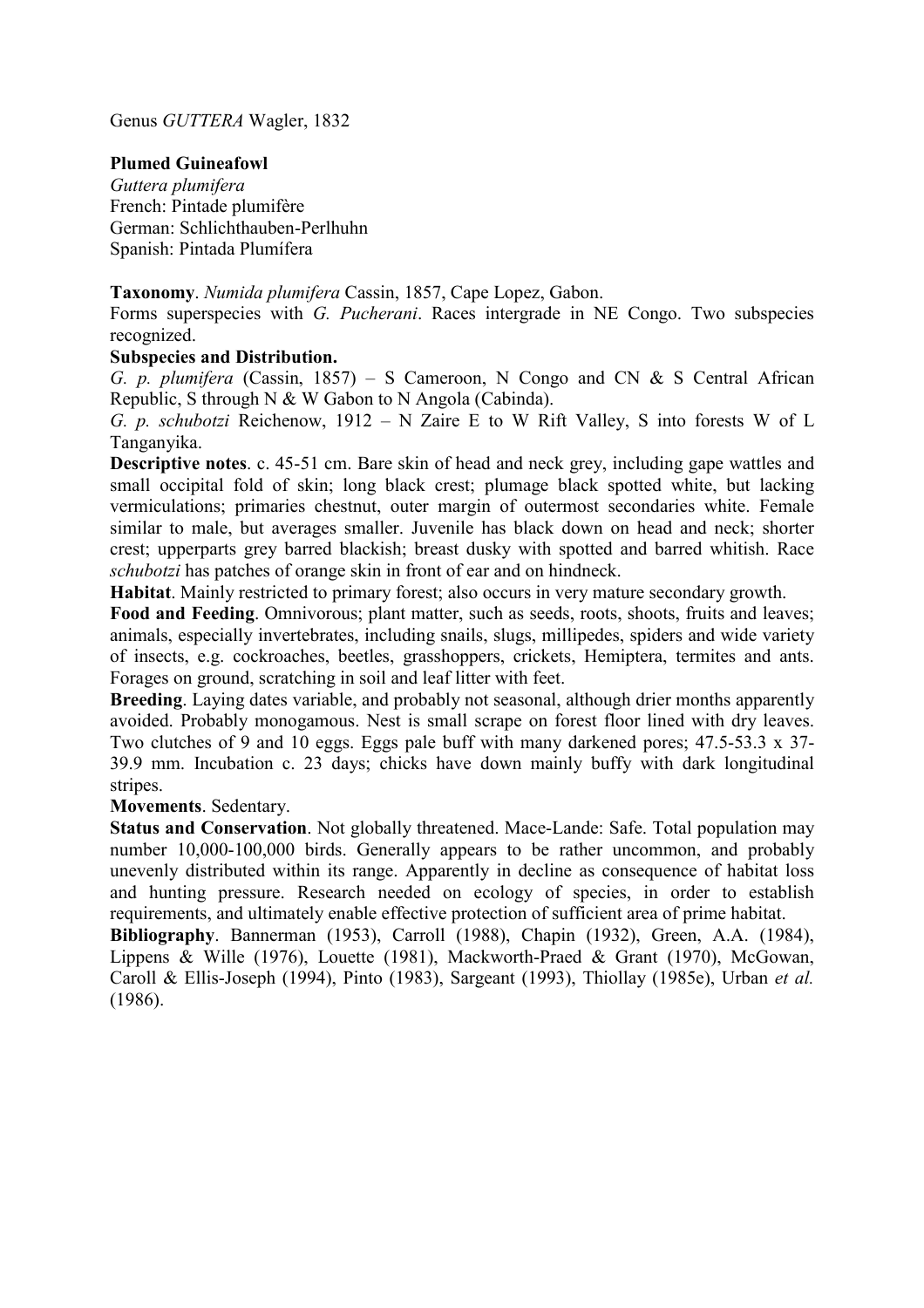Genus *GUTTERA* Wagler, 1832

**Plumed Guineafowl**

*Guttera plumifera*
French: Pintade plumifère
German: Schlichthauben-Perlhuhn
Spanish: Pintada Plumífera

**Taxonomy**. *Numida plumifera* Cassin, 1857, Cape Lopez, Gabon.
Forms superspecies with *G. Pucherani*. Races intergrade in NE Congo. Two subspecies recognized.

**Subspecies and Distribution.**
*G. p. plumifera* (Cassin, 1857) – S Cameroon, N Congo and CN & S Central African Republic, S through N & W Gabon to N Angola (Cabinda).
*G. p. schubotzi* Reichenow, 1912 – N Zaire E to W Rift Valley, S into forests W of L Tanganyika.

**Descriptive notes**. c. 45-51 cm. Bare skin of head and neck grey, including gape wattles and small occipital fold of skin; long black crest; plumage black spotted white, but lacking vermiculations; primaries chestnut, outer margin of outermost secondaries white. Female similar to male, but averages smaller. Juvenile has black down on head and neck; shorter crest; upperparts grey barred blackish; breast dusky with spotted and barred whitish. Race *schubotzi* has patches of orange skin in front of ear and on hindneck.

**Habitat**. Mainly restricted to primary forest; also occurs in very mature secondary growth.

**Food and Feeding**. Omnivorous; plant matter, such as seeds, roots, shoots, fruits and leaves; animals, especially invertebrates, including snails, slugs, millipedes, spiders and wide variety of insects, e.g. cockroaches, beetles, grasshoppers, crickets, Hemiptera, termites and ants. Forages on ground, scratching in soil and leaf litter with feet.

**Breeding**. Laying dates variable, and probably not seasonal, although drier months apparently avoided. Probably monogamous. Nest is small scrape on forest floor lined with dry leaves. Two clutches of 9 and 10 eggs. Eggs pale buff with many darkened pores; 47.5-53.3 x 37-39.9 mm. Incubation c. 23 days; chicks have down mainly buffy with dark longitudinal stripes.

**Movements**. Sedentary.

**Status and Conservation**. Not globally threatened. Mace-Lande: Safe. Total population may number 10,000-100,000 birds. Generally appears to be rather uncommon, and probably unevenly distributed within its range. Apparently in decline as consequence of habitat loss and hunting pressure. Research needed on ecology of species, in order to establish requirements, and ultimately enable effective protection of sufficient area of prime habitat.

**Bibliography**. Bannerman (1953), Carroll (1988), Chapin (1932), Green, A.A. (1984), Lippens & Wille (1976), Louette (1981), Mackworth-Praed & Grant (1970), McGowan, Caroll & Ellis-Joseph (1994), Pinto (1983), Sargeant (1993), Thiollay (1985e), Urban *et al.* (1986).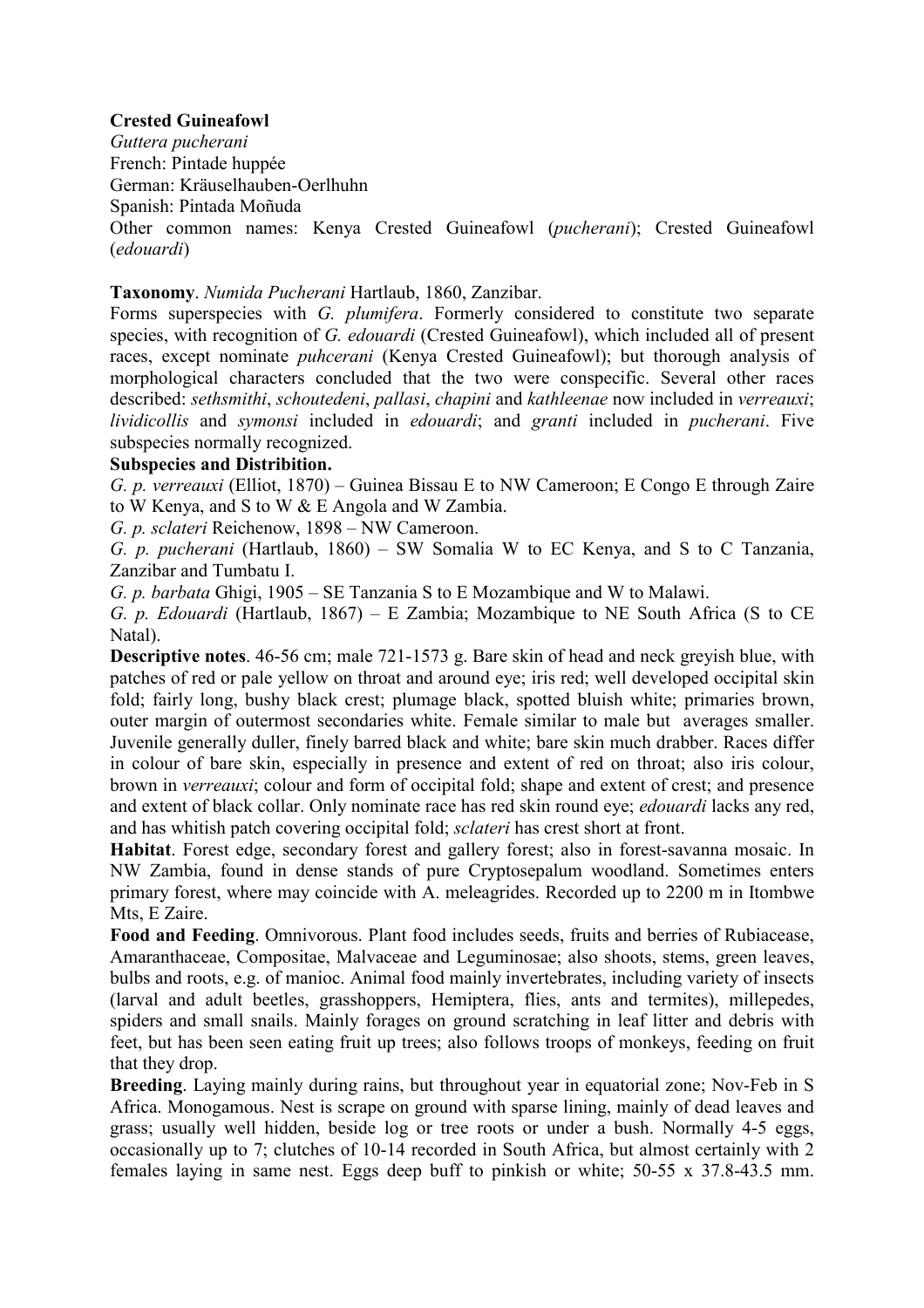**Crested Guineafowl**

*Guttera pucherani*

French: Pintade huppée

German: Kräuselhauben-Oerlhuhn

Spanish: Pintada Moñuda

Other common names: Kenya Crested Guineafowl (*pucherani*); Crested Guineafowl (*edouardi*)

**Taxonomy**. *Numida Pucherani* Hartlaub, 1860, Zanzibar.

Forms superspecies with *G. plumifera*. Formerly considered to constitute two separate species, with recognition of *G. edouardi* (Crested Guineafowl), which included all of present races, except nominate *puhcerani* (Kenya Crested Guineafowl); but thorough analysis of morphological characters concluded that the two were conspecific. Several other races described: *sethsmithi*, *schoutedeni*, *pallasi*, *chapini* and *kathleenae* now included in *verreauxi*; *lividicollis* and *symonsi* included in *edouardi*; and *granti* included in *pucherani*. Five subspecies normally recognized.

**Subspecies and Distribition.**

*G. p. verreauxi* (Elliot, 1870) – Guinea Bissau E to NW Cameroon; E Congo E through Zaire to W Kenya, and S to W & E Angola and W Zambia.

*G. p. sclateri* Reichenow, 1898 – NW Cameroon.

*G. p. pucherani* (Hartlaub, 1860) – SW Somalia W to EC Kenya, and S to C Tanzania, Zanzibar and Tumbatu I.

*G. p. barbata* Ghigi, 1905 – SE Tanzania S to E Mozambique and W to Malawi.

*G. p. Edouardi* (Hartlaub, 1867) – E Zambia; Mozambique to NE South Africa (S to CE Natal).

**Descriptive notes**. 46-56 cm; male 721-1573 g. Bare skin of head and neck greyish blue, with patches of red or pale yellow on throat and around eye; iris red; well developed occipital skin fold; fairly long, bushy black crest; plumage black, spotted bluish white; primaries brown, outer margin of outermost secondaries white. Female similar to male but averages smaller. Juvenile generally duller, finely barred black and white; bare skin much drabber. Races differ in colour of bare skin, especially in presence and extent of red on throat; also iris colour, brown in *verreauxi*; colour and form of occipital fold; shape and extent of crest; and presence and extent of black collar. Only nominate race has red skin round eye; *edouardi* lacks any red, and has whitish patch covering occipital fold; *sclateri* has crest short at front.

**Habitat**. Forest edge, secondary forest and gallery forest; also in forest-savanna mosaic. In NW Zambia, found in dense stands of pure Cryptosepalum woodland. Sometimes enters primary forest, where may coincide with A. meleagrides. Recorded up to 2200 m in Itombwe Mts, E Zaire.

**Food and Feeding**. Omnivorous. Plant food includes seeds, fruits and berries of Rubiacease, Amaranthaceae, Compositae, Malvaceae and Leguminosae; also shoots, stems, green leaves, bulbs and roots, e.g. of manioc. Animal food mainly invertebrates, including variety of insects (larval and adult beetles, grasshoppers, Hemiptera, flies, ants and termites), millepedes, spiders and small snails. Mainly forages on ground scratching in leaf litter and debris with feet, but has been seen eating fruit up trees; also follows troops of monkeys, feeding on fruit that they drop.

**Breeding**. Laying mainly during rains, but throughout year in equatorial zone; Nov-Feb in S Africa. Monogamous. Nest is scrape on ground with sparse lining, mainly of dead leaves and grass; usually well hidden, beside log or tree roots or under a bush. Normally 4-5 eggs, occasionally up to 7; clutches of 10-14 recorded in South Africa, but almost certainly with 2 females laying in same nest. Eggs deep buff to pinkish or white; 50-55 x 37.8-43.5 mm.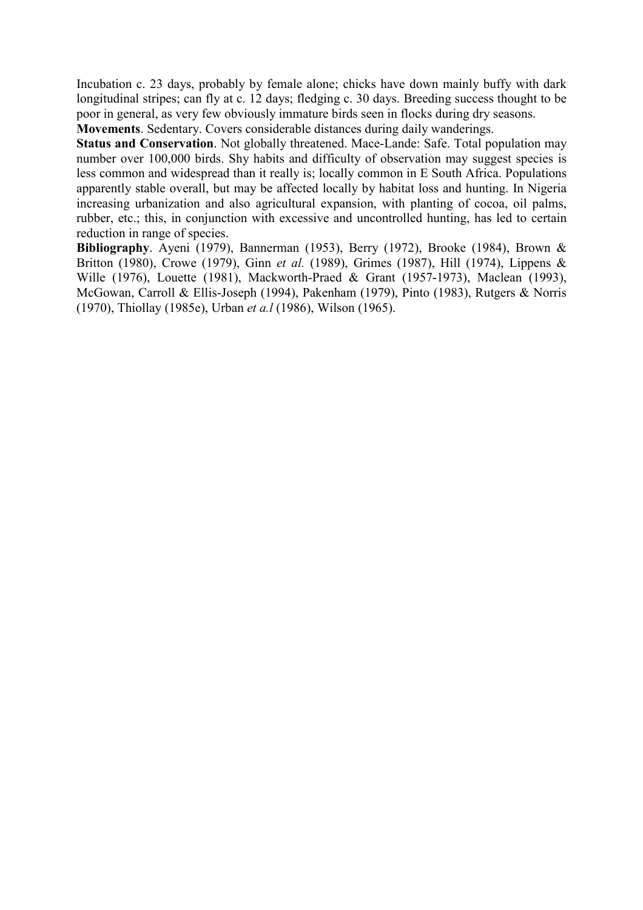Incubation c. 23 days, probably by female alone; chicks have down mainly buffy with dark longitudinal stripes; can fly at c. 12 days; fledging c. 30 days. Breeding success thought to be poor in general, as very few obviously immature birds seen in flocks during dry seasons.

**Movements**. Sedentary. Covers considerable distances during daily wanderings.

**Status and Conservation**. Not globally threatened. Mace-Lande: Safe. Total population may number over 100,000 birds. Shy habits and difficulty of observation may suggest species is less common and widespread than it really is; locally common in E South Africa. Populations apparently stable overall, but may be affected locally by habitat loss and hunting. In Nigeria increasing urbanization and also agricultural expansion, with planting of cocoa, oil palms, rubber, etc.; this, in conjunction with excessive and uncontrolled hunting, has led to certain reduction in range of species.

**Bibliography**. Ayeni (1979), Bannerman (1953), Berry (1972), Brooke (1984), Brown & Britton (1980), Crowe (1979), Ginn *et al.* (1989), Grimes (1987), Hill (1974), Lippens & Wille (1976), Louette (1981), Mackworth-Praed & Grant (1957-1973), Maclean (1993), McGowan, Carroll & Ellis-Joseph (1994), Pakenham (1979), Pinto (1983), Rutgers & Norris (1970), Thiollay (1985e), Urban *et a.l* (1986), Wilson (1965).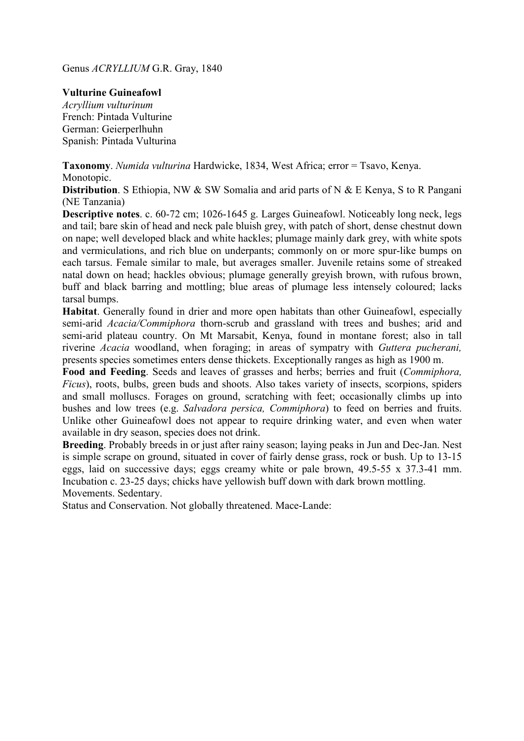Genus *ACRYLLIUM* G.R. Gray, 1840

**Vulturine Guineafowl**
*Acryllium vulturinum*
French: Pintada Vulturine
German: Geierperlhuhn
Spanish: Pintada Vulturina

**Taxonomy**. *Numida vulturina* Hardwicke, 1834, West Africa; error = Tsavo, Kenya.
Monotopic.

**Distribution**. S Ethiopia, NW & SW Somalia and arid parts of N & E Kenya, S to R Pangani (NE Tanzania)

**Descriptive notes**. c. 60-72 cm; 1026-1645 g. Larges Guineafowl. Noticeably long neck, legs and tail; bare skin of head and neck pale bluish grey, with patch of short, dense chestnut down on nape; well developed black and white hackles; plumage mainly dark grey, with white spots and vermiculations, and rich blue on underpants; commonly on or more spur-like bumps on each tarsus. Female similar to male, but averages smaller. Juvenile retains some of streaked natal down on head; hackles obvious; plumage generally greyish brown, with rufous brown, buff and black barring and mottling; blue areas of plumage less intensely coloured; lacks tarsal bumps.

**Habitat**. Generally found in drier and more open habitats than other Guineafowl, especially semi-arid *Acacia/Commiphora* thorn-scrub and grassland with trees and bushes; arid and semi-arid plateau country. On Mt Marsabit, Kenya, found in montane forest; also in tall riverine *Acacia* woodland, when foraging; in areas of sympatry with *Guttera pucherani,* presents species sometimes enters dense thickets. Exceptionally ranges as high as 1900 m.

**Food and Feeding**. Seeds and leaves of grasses and herbs; berries and fruit (*Commiphora, Ficus*), roots, bulbs, green buds and shoots. Also takes variety of insects, scorpions, spiders and small molluscs. Forages on ground, scratching with feet; occasionally climbs up into bushes and low trees (e.g. *Salvadora persica, Commiphora*) to feed on berries and fruits. Unlike other Guineafowl does not appear to require drinking water, and even when water available in dry season, species does not drink.

**Breeding**. Probably breeds in or just after rainy season; laying peaks in Jun and Dec-Jan. Nest is simple scrape on ground, situated in cover of fairly dense grass, rock or bush. Up to 13-15 eggs, laid on successive days; eggs creamy white or pale brown, 49.5-55 x 37.3-41 mm. Incubation c. 23-25 days; chicks have yellowish buff down with dark brown mottling.

Movements. Sedentary.

Status and Conservation. Not globally threatened. Mace-Lande: